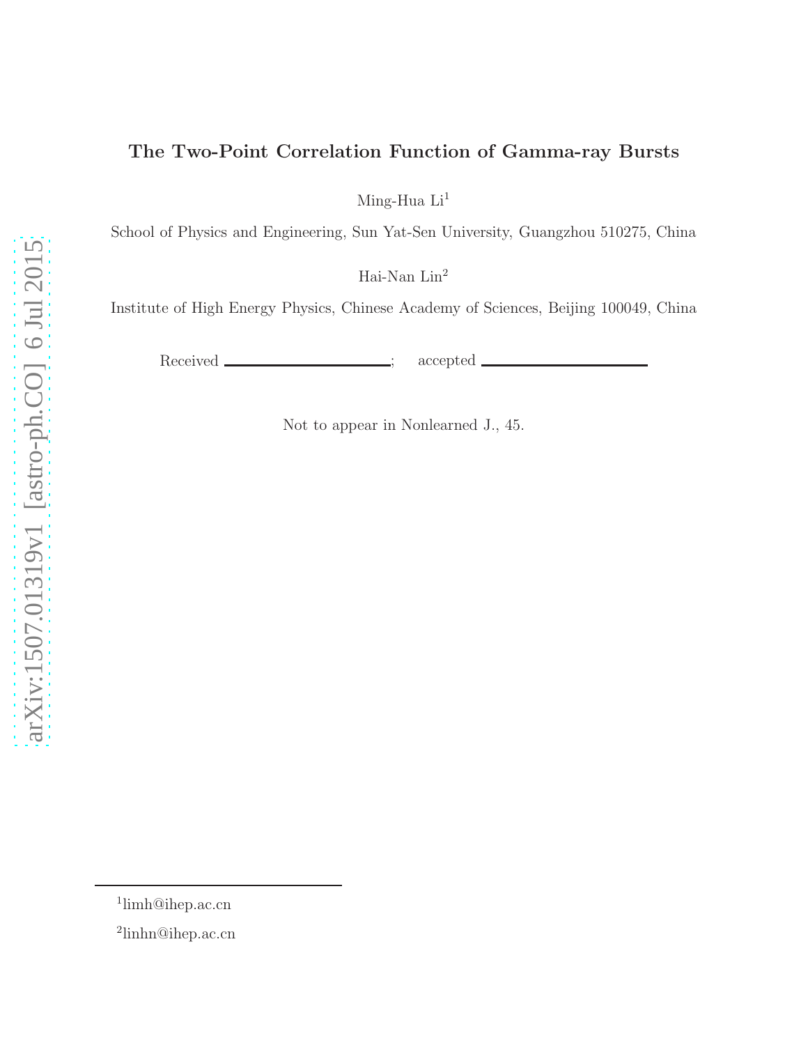# The Two-Point Correlation Function of Gamma-ray Bursts

Ming-Hua Li[1]

School of Physics and Engineering, Sun Yat-Sen University, Guangzhou 510275, China

Hai-Nan Lin[2]

Institute of High Energy Physics, Chinese Academy of Sciences, Beijing 100049, China

Received \_\_\_\_\_\_\_\_\_\_\_\_\_\_\_\_\_\_\_\_; accepted \_\_\_\_\_\_\_\_\_\_\_\_\_\_\_\_\_\_\_\_

Not to appear in Nonlearned J., 45.

---

[1]limh@ihep.ac.cn

[2]linhn@ihep.ac.cn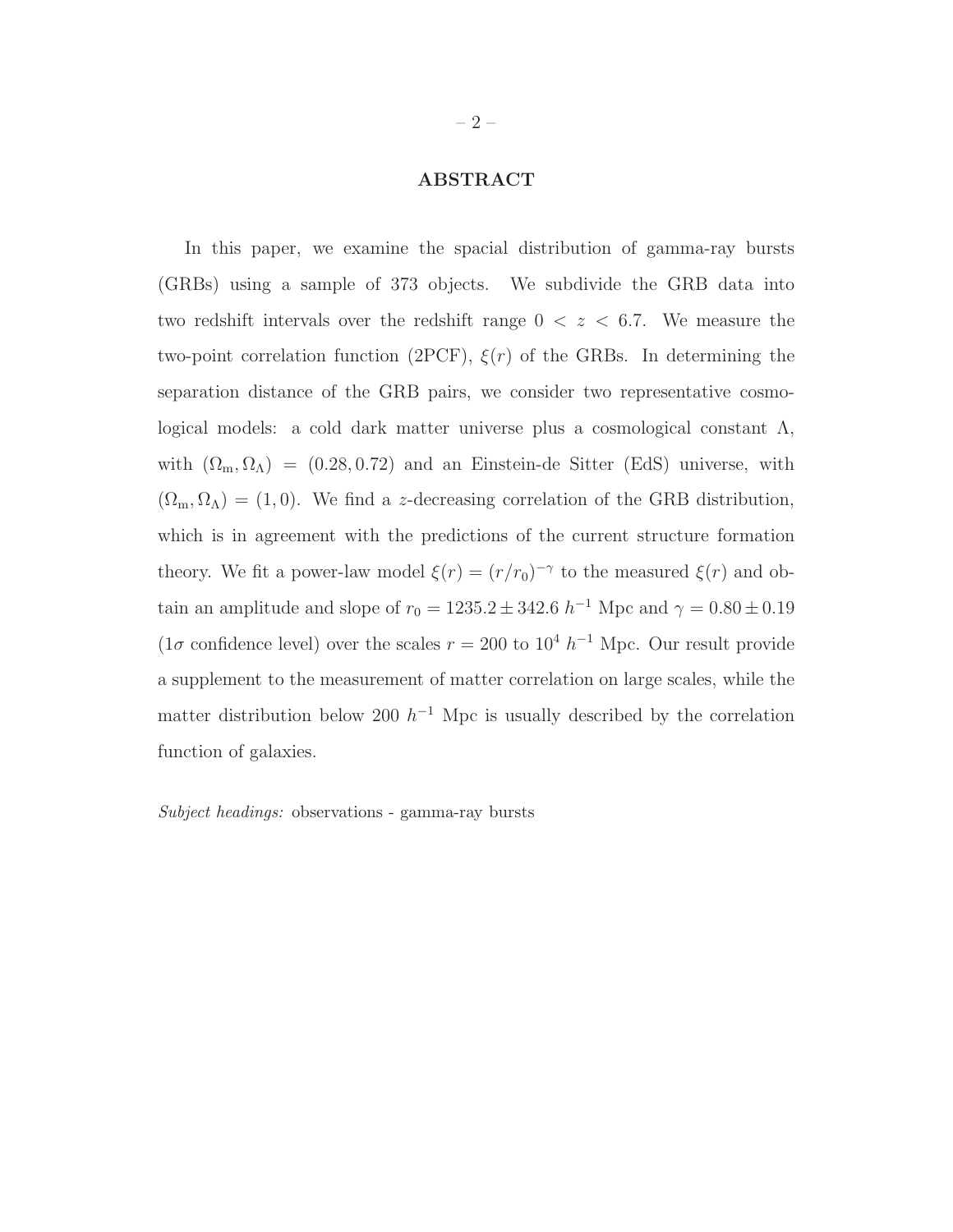## ABSTRACT

In this paper, we examine the spacial distribution of gamma-ray bursts (GRBs) using a sample of 373 objects. We subdivide the GRB data into two redshift intervals over the redshift range $0 < z < 6.7$. We measure the two-point correlation function (2PCF), $\xi(r)$ of the GRBs. In determining the separation distance of the GRB pairs, we consider two representative cosmological models: a cold dark matter universe plus a cosmological constant $\Lambda$, with $(\Omega_{\rm m}, \Omega_\Lambda) = (0.28, 0.72)$ and an Einstein-de Sitter (EdS) universe, with $(\Omega_{\rm m}, \Omega_\Lambda) = (1, 0)$. We find a $z$-decreasing correlation of the GRB distribution, which is in agreement with the predictions of the current structure formation theory. We fit a power-law model $\xi(r) = (r/r_0)^{-\gamma}$ to the measured $\xi(r)$ and obtain an amplitude and slope of $r_0 = 1235.2 \pm 342.6$ $h^{-1}$ Mpc and $\gamma = 0.80 \pm 0.19$ ($1\sigma$ confidence level) over the scales $r = 200$ to $10^4$ $h^{-1}$ Mpc. Our result provide a supplement to the measurement of matter correlation on large scales, while the matter distribution below 200 $h^{-1}$ Mpc is usually described by the correlation function of galaxies.

*Subject headings:* observations - gamma-ray bursts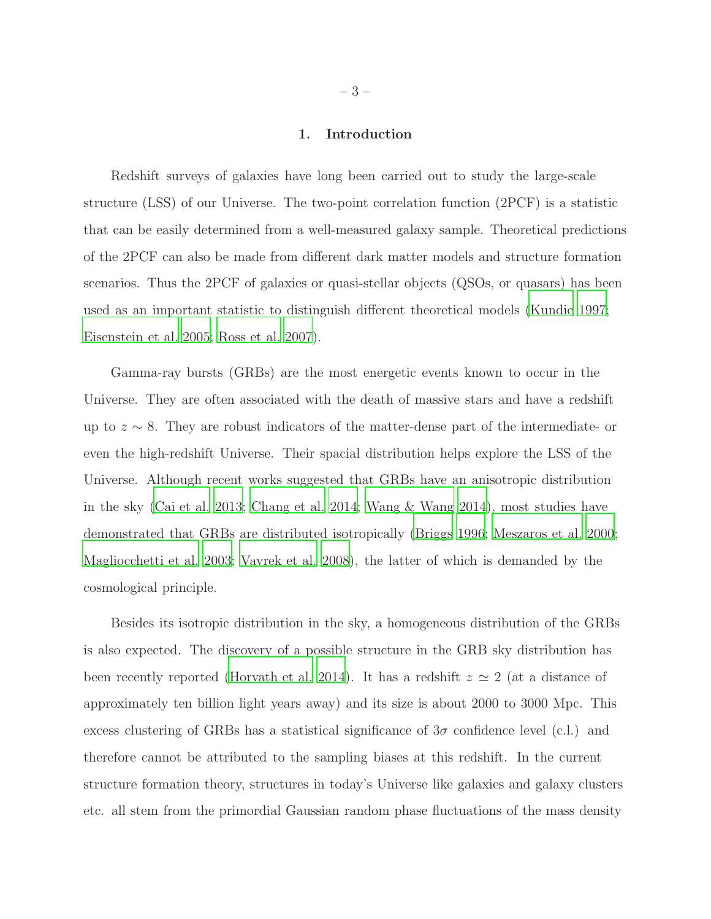## 1. Introduction

Redshift surveys of galaxies have long been carried out to study the large-scale structure (LSS) of our Universe. The two-point correlation function (2PCF) is a statistic that can be easily determined from a well-measured galaxy sample. Theoretical predictions of the 2PCF can also be made from different dark matter models and structure formation scenarios. Thus the 2PCF of galaxies or quasi-stellar objects (QSOs, or quasars) has been used as an important statistic to distinguish different theoretical models (Kundic 1997; Eisenstein et al. 2005; Ross et al. 2007).

Gamma-ray bursts (GRBs) are the most energetic events known to occur in the Universe. They are often associated with the death of massive stars and have a redshift up to $z \sim 8$. They are robust indicators of the matter-dense part of the intermediate- or even the high-redshift Universe. Their spacial distribution helps explore the LSS of the Universe. Although recent works suggested that GRBs have an anisotropic distribution in the sky (Cai et al. 2013; Chang et al. 2014; Wang & Wang 2014), most studies have demonstrated that GRBs are distributed isotropically (Briggs 1996; Meszaros et al. 2000; Magliocchetti et al. 2003; Vavrek et al. 2008), the latter of which is demanded by the cosmological principle.

Besides its isotropic distribution in the sky, a homogeneous distribution of the GRBs is also expected. The discovery of a possible structure in the GRB sky distribution has been recently reported (Horvath et al. 2014). It has a redshift $z \simeq 2$ (at a distance of approximately ten billion light years away) and its size is about 2000 to 3000 Mpc. This excess clustering of GRBs has a statistical significance of $3\sigma$ confidence level (c.l.) and therefore cannot be attributed to the sampling biases at this redshift. In the current structure formation theory, structures in today's Universe like galaxies and galaxy clusters etc. all stem from the primordial Gaussian random phase fluctuations of the mass density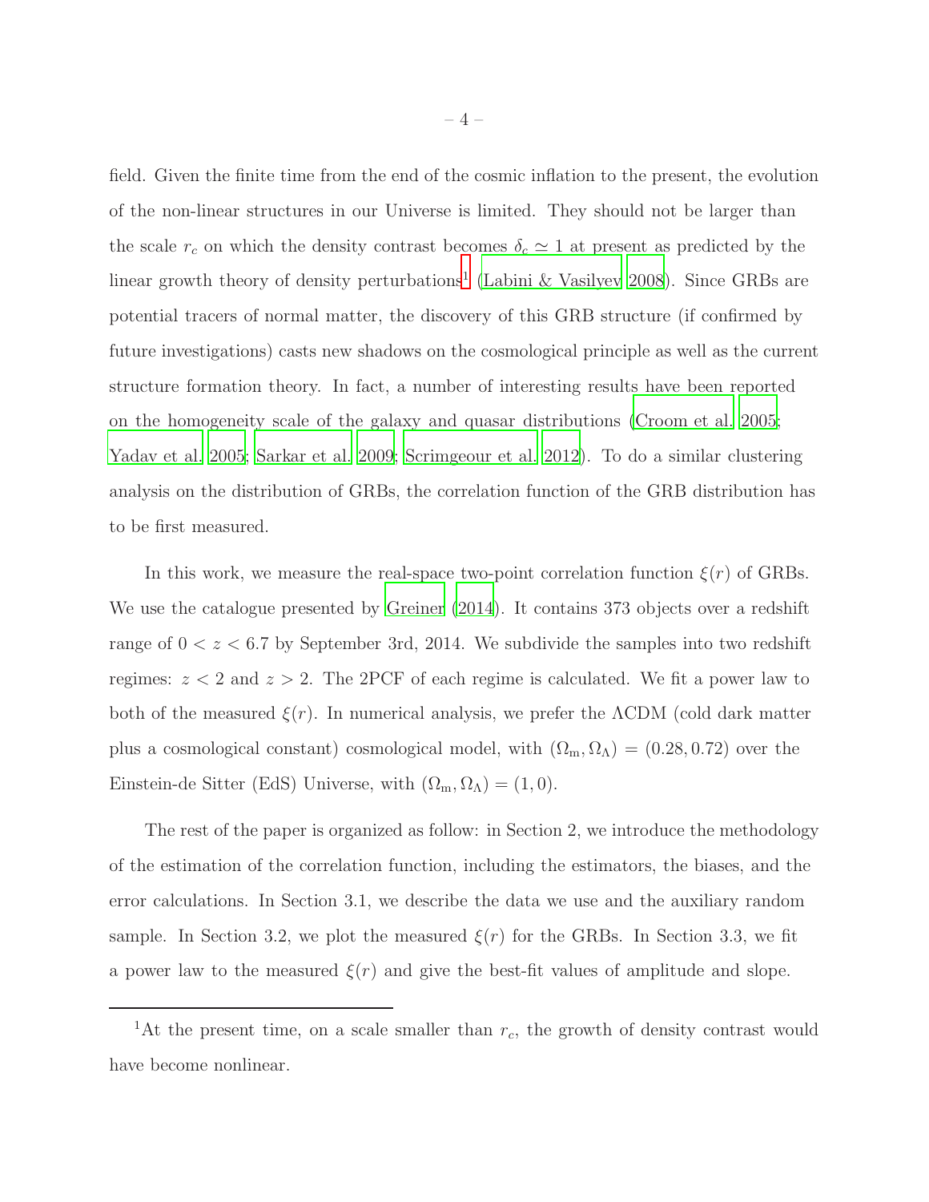field. Given the finite time from the end of the cosmic inflation to the present, the evolution of the non-linear structures in our Universe is limited. They should not be larger than the scale $r_c$ on which the density contrast becomes $\delta_c \simeq 1$ at present as predicted by the linear growth theory of density perturbations[1] (Labini & Vasilyev 2008). Since GRBs are potential tracers of normal matter, the discovery of this GRB structure (if confirmed by future investigations) casts new shadows on the cosmological principle as well as the current structure formation theory. In fact, a number of interesting results have been reported on the homogeneity scale of the galaxy and quasar distributions (Croom et al. 2005; Yadav et al. 2005; Sarkar et al. 2009; Scrimgeour et al. 2012). To do a similar clustering analysis on the distribution of GRBs, the correlation function of the GRB distribution has to be first measured.

In this work, we measure the real-space two-point correlation function $\xi(r)$ of GRBs. We use the catalogue presented by Greiner (2014). It contains 373 objects over a redshift range of $0 < z < 6.7$ by September 3rd, 2014. We subdivide the samples into two redshift regimes: $z < 2$ and $z > 2$. The 2PCF of each regime is calculated. We fit a power law to both of the measured $\xi(r)$. In numerical analysis, we prefer the ΛCDM (cold dark matter plus a cosmological constant) cosmological model, with $(\Omega_{\rm m}, \Omega_\Lambda) = (0.28, 0.72)$ over the Einstein-de Sitter (EdS) Universe, with $(\Omega_{\rm m}, \Omega_\Lambda) = (1, 0)$.

The rest of the paper is organized as follow: in Section 2, we introduce the methodology of the estimation of the correlation function, including the estimators, the biases, and the error calculations. In Section 3.1, we describe the data we use and the auxiliary random sample. In Section 3.2, we plot the measured $\xi(r)$ for the GRBs. In Section 3.3, we fit a power law to the measured $\xi(r)$ and give the best-fit values of amplitude and slope.

[1] At the present time, on a scale smaller than $r_c$, the growth of density contrast would have become nonlinear.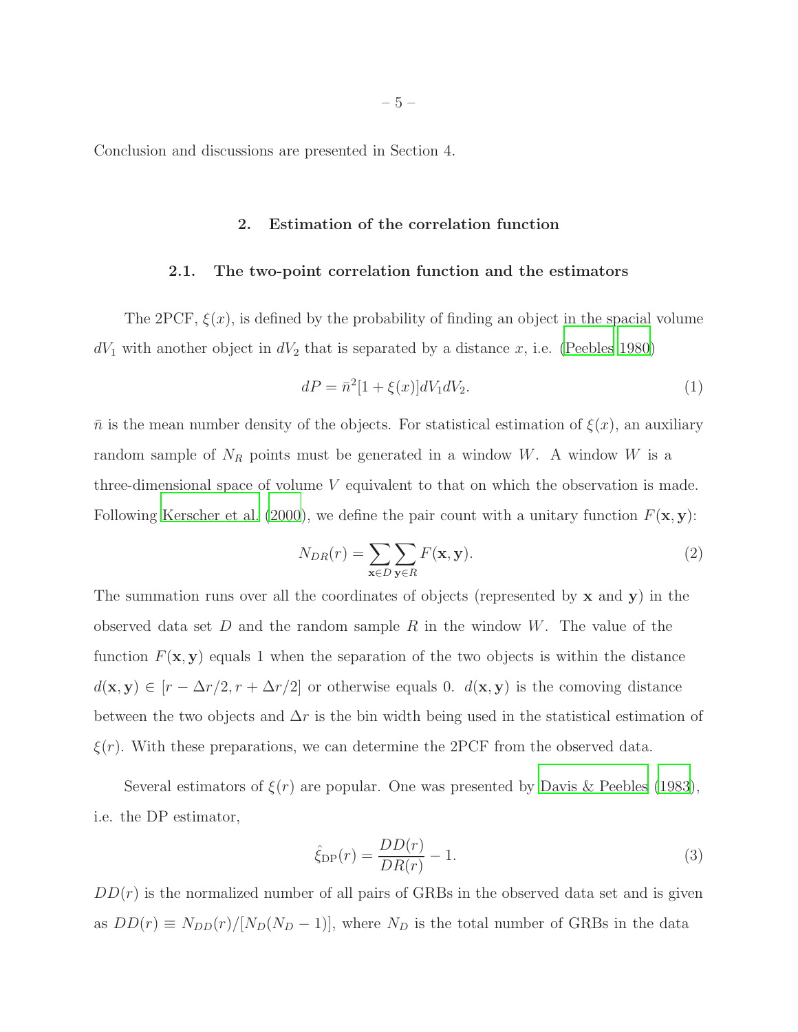Conclusion and discussions are presented in Section 4.

## 2. Estimation of the correlation function

### 2.1. The two-point correlation function and the estimators

The 2PCF, $\xi(x)$, is defined by the probability of finding an object in the spacial volume $dV_1$ with another object in $dV_2$ that is separated by a distance $x$, i.e. (Peebles 1980)

$$dP = \bar{n}^2[1 + \xi(x)]dV_1 dV_2. \tag{1}$$

$\bar{n}$ is the mean number density of the objects. For statistical estimation of $\xi(x)$, an auxiliary random sample of $N_R$ points must be generated in a window $W$. A window $W$ is a three-dimensional space of volume $V$ equivalent to that on which the observation is made. Following Kerscher et al. (2000), we define the pair count with a unitary function $F(\mathbf{x}, \mathbf{y})$:

$$N_{DR}(r) = \sum_{\mathbf{x} \in D} \sum_{\mathbf{y} \in R} F(\mathbf{x}, \mathbf{y}). \tag{2}$$

The summation runs over all the coordinates of objects (represented by $\mathbf{x}$ and $\mathbf{y}$) in the observed data set $D$ and the random sample $R$ in the window $W$. The value of the function $F(\mathbf{x}, \mathbf{y})$ equals 1 when the separation of the two objects is within the distance $d(\mathbf{x}, \mathbf{y}) \in [r - \Delta r/2, r + \Delta r/2]$ or otherwise equals 0. $d(\mathbf{x}, \mathbf{y})$ is the comoving distance between the two objects and $\Delta r$ is the bin width being used in the statistical estimation of $\xi(r)$. With these preparations, we can determine the 2PCF from the observed data.

Several estimators of $\xi(r)$ are popular. One was presented by Davis & Peebles (1983), i.e. the DP estimator,

$$\hat{\xi}_{\text{DP}}(r) = \frac{DD(r)}{DR(r)} - 1. \tag{3}$$

$DD(r)$ is the normalized number of all pairs of GRBs in the observed data set and is given as $DD(r) \equiv N_{DD}(r)/[N_D(N_D - 1)]$, where $N_D$ is the total number of GRBs in the data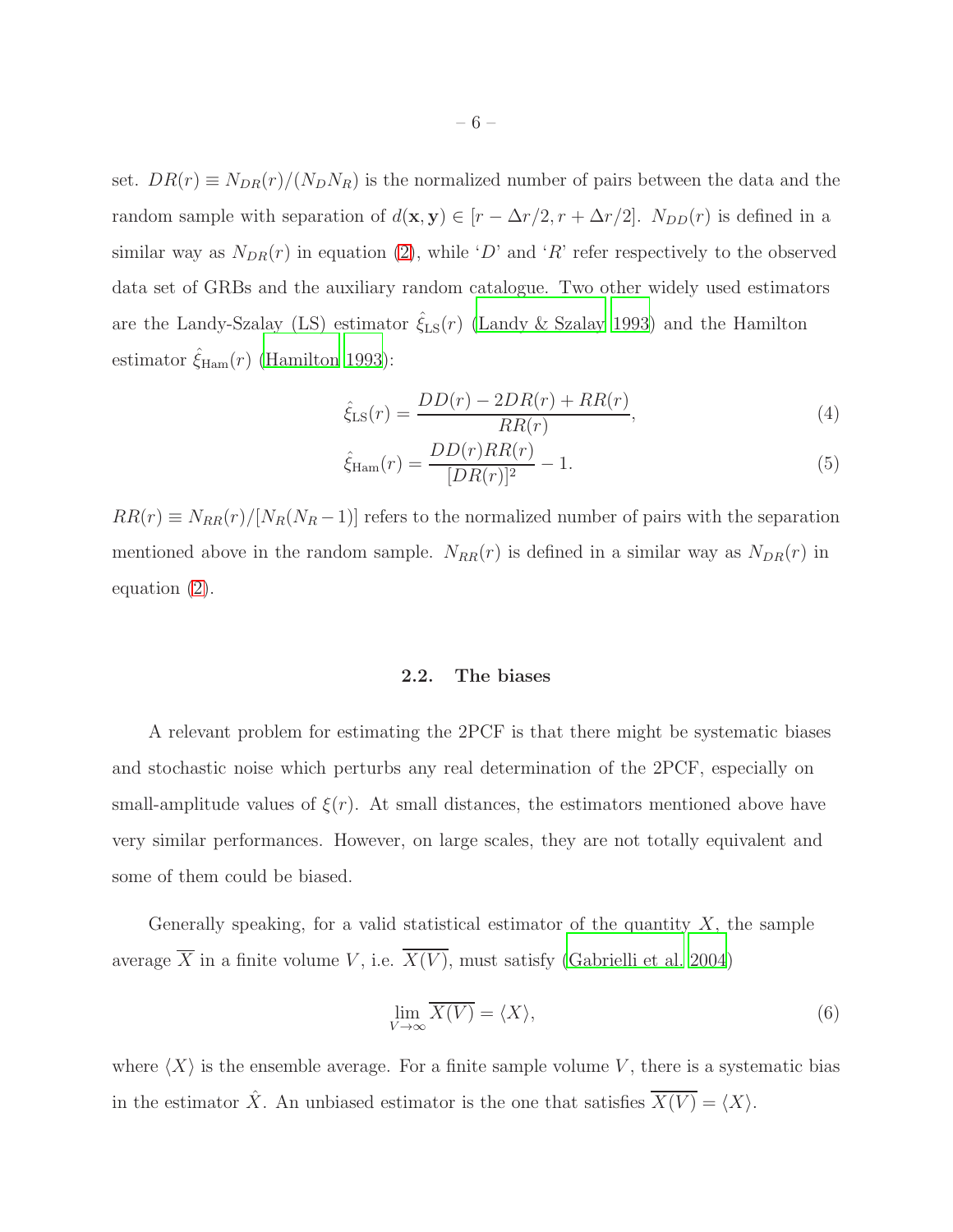set. $DR(r) \equiv N_{DR}(r)/(N_D N_R)$ is the normalized number of pairs between the data and the random sample with separation of $d(\mathbf{x}, \mathbf{y}) \in [r - \Delta r/2, r + \Delta r/2]$. $N_{DD}(r)$ is defined in a similar way as $N_{DR}(r)$ in equation (2), while '$D$' and '$R$' refer respectively to the observed data set of GRBs and the auxiliary random catalogue. Two other widely used estimators are the Landy-Szalay (LS) estimator $\hat{\xi}_{\rm LS}(r)$ (Landy & Szalay 1993) and the Hamilton estimator $\hat{\xi}_{\rm Ham}(r)$ (Hamilton 1993):

$$\hat{\xi}_{\rm LS}(r) = \frac{DD(r) - 2DR(r) + RR(r)}{RR(r)}, \tag{4}$$

$$\hat{\xi}_{\rm Ham}(r) = \frac{DD(r)RR(r)}{[DR(r)]^2} - 1. \tag{5}$$

$RR(r) \equiv N_{RR}(r)/[N_R(N_R - 1)]$ refers to the normalized number of pairs with the separation mentioned above in the random sample. $N_{RR}(r)$ is defined in a similar way as $N_{DR}(r)$ in equation (2).

### 2.2. The biases

A relevant problem for estimating the 2PCF is that there might be systematic biases and stochastic noise which perturbs any real determination of the 2PCF, especially on small-amplitude values of $\xi(r)$. At small distances, the estimators mentioned above have very similar performances. However, on large scales, they are not totally equivalent and some of them could be biased.

Generally speaking, for a valid statistical estimator of the quantity $X$, the sample average $\overline{X}$ in a finite volume $V$, i.e. $\overline{X(V)}$, must satisfy (Gabrielli et al. 2004)

$$\lim_{V \to \infty} \overline{X(V)} = \langle X \rangle, \tag{6}$$

where $\langle X \rangle$ is the ensemble average. For a finite sample volume $V$, there is a systematic bias in the estimator $\hat{X}$. An unbiased estimator is the one that satisfies $\overline{X(V)} = \langle X \rangle$.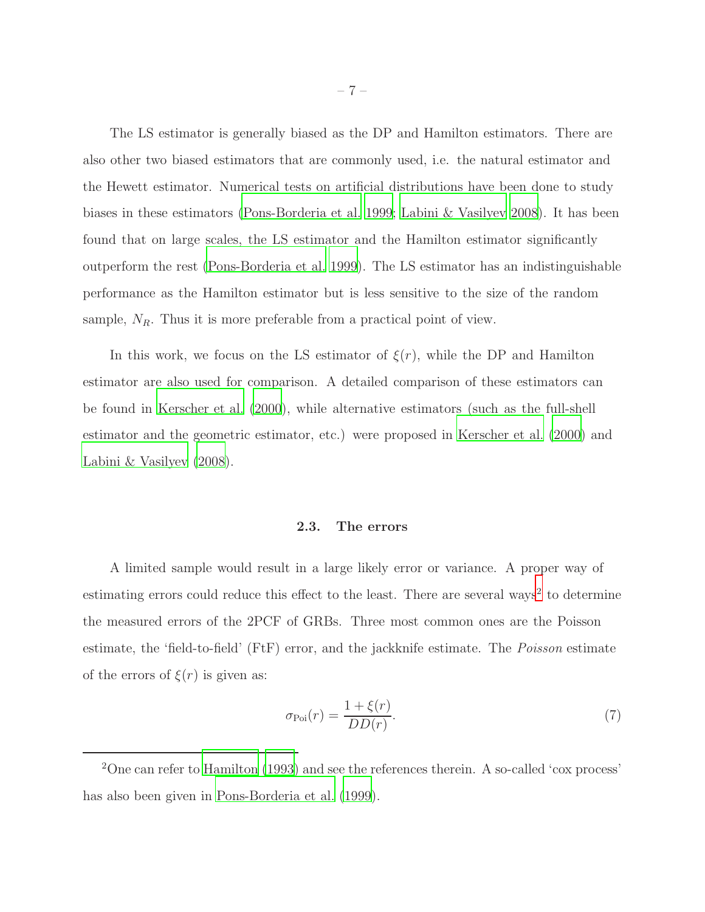The LS estimator is generally biased as the DP and Hamilton estimators. There are also other two biased estimators that are commonly used, i.e. the natural estimator and the Hewett estimator. Numerical tests on artificial distributions have been done to study biases in these estimators (Pons-Borderia et al. 1999; Labini & Vasilyev 2008). It has been found that on large scales, the LS estimator and the Hamilton estimator significantly outperform the rest (Pons-Borderia et al. 1999). The LS estimator has an indistinguishable performance as the Hamilton estimator but is less sensitive to the size of the random sample, $N_R$. Thus it is more preferable from a practical point of view.

In this work, we focus on the LS estimator of $\xi(r)$, while the DP and Hamilton estimator are also used for comparison. A detailed comparison of these estimators can be found in Kerscher et al. (2000), while alternative estimators (such as the full-shell estimator and the geometric estimator, etc.) were proposed in Kerscher et al. (2000) and Labini & Vasilyev (2008).

### 2.3. The errors

A limited sample would result in a large likely error or variance. A proper way of estimating errors could reduce this effect to the least. There are several ways[2] to determine the measured errors of the 2PCF of GRBs. Three most common ones are the Poisson estimate, the 'field-to-field' (FtF) error, and the jackknife estimate. The *Poisson* estimate of the errors of $\xi(r)$ is given as:

$$\sigma_{\rm Poi}(r) = \frac{1+\xi(r)}{DD(r)}. \tag{7}$$

---

[2] One can refer to Hamilton (1993) and see the references therein. A so-called 'cox process' has also been given in Pons-Borderia et al. (1999).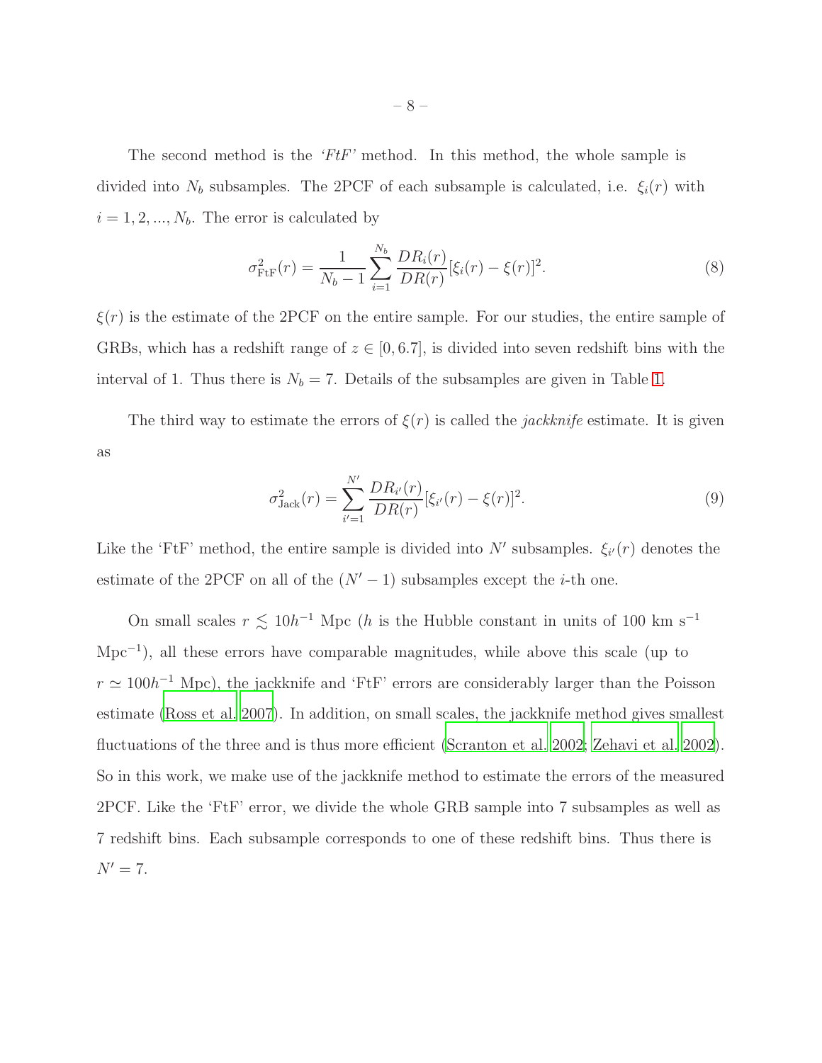The second method is the *'FtF'* method. In this method, the whole sample is divided into $N_b$ subsamples. The 2PCF of each subsample is calculated, i.e. $\xi_i(r)$ with $i = 1, 2, ..., N_b$. The error is calculated by

$$\sigma^2_{\rm FtF}(r) = \frac{1}{N_b - 1} \sum_{i=1}^{N_b} \frac{DR_i(r)}{DR(r)} [\xi_i(r) - \xi(r)]^2. \tag{8}$$

$\xi(r)$ is the estimate of the 2PCF on the entire sample. For our studies, the entire sample of GRBs, which has a redshift range of $z \in [0, 6.7]$, is divided into seven redshift bins with the interval of 1. Thus there is $N_b = 7$. Details of the subsamples are given in Table 1.

The third way to estimate the errors of $\xi(r)$ is called the *jackknife* estimate. It is given as

$$\sigma^2_{\rm Jack}(r) = \sum_{i'=1}^{N'} \frac{DR_{i'}(r)}{DR(r)} [\xi_{i'}(r) - \xi(r)]^2. \tag{9}$$

Like the 'FtF' method, the entire sample is divided into $N'$ subsamples. $\xi_{i'}(r)$ denotes the estimate of the 2PCF on all of the $(N' - 1)$ subsamples except the $i$-th one.

On small scales $r \lesssim 10 h^{-1}$ Mpc ($h$ is the Hubble constant in units of 100 km s$^{-1}$ Mpc$^{-1}$), all these errors have comparable magnitudes, while above this scale (up to $r \simeq 100 h^{-1}$ Mpc), the jackknife and 'FtF' errors are considerably larger than the Poisson estimate (Ross et al. 2007). In addition, on small scales, the jackknife method gives smallest fluctuations of the three and is thus more efficient (Scranton et al. 2002; Zehavi et al. 2002). So in this work, we make use of the jackknife method to estimate the errors of the measured 2PCF. Like the 'FtF' error, we divide the whole GRB sample into 7 subsamples as well as 7 redshift bins. Each subsample corresponds to one of these redshift bins. Thus there is $N' = 7$.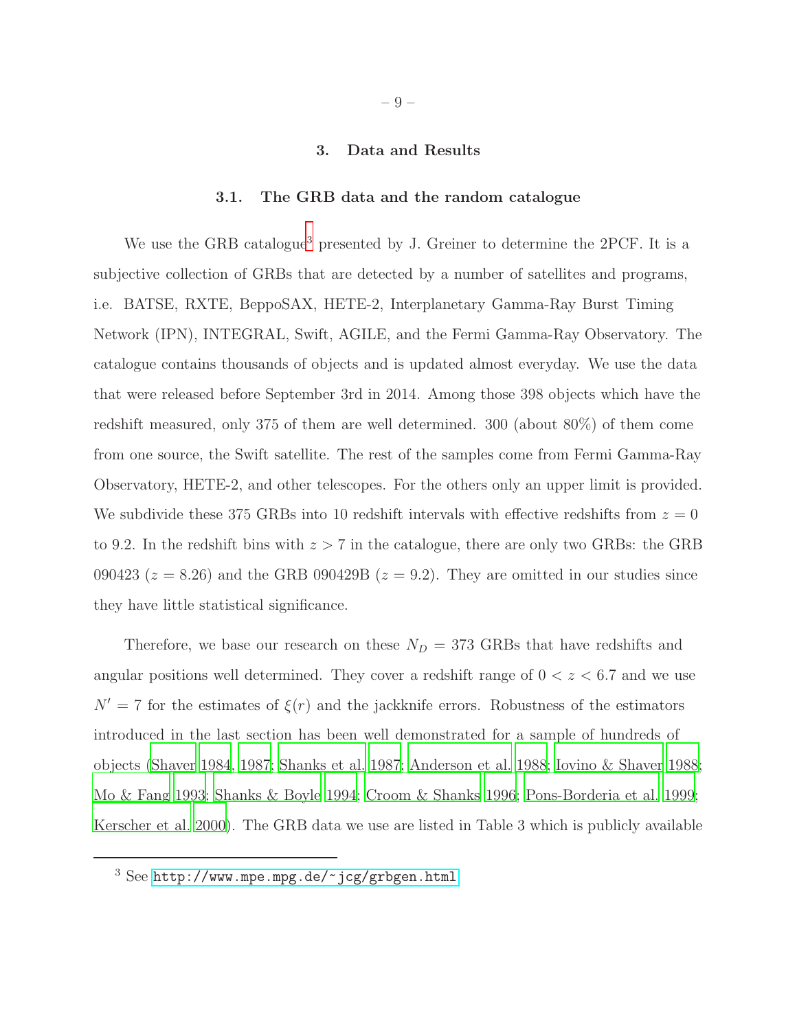## 3. Data and Results

### 3.1. The GRB data and the random catalogue

We use the GRB catalogue[3] presented by J. Greiner to determine the 2PCF. It is a subjective collection of GRBs that are detected by a number of satellites and programs, i.e. BATSE, RXTE, BeppoSAX, HETE-2, Interplanetary Gamma-Ray Burst Timing Network (IPN), INTEGRAL, Swift, AGILE, and the Fermi Gamma-Ray Observatory. The catalogue contains thousands of objects and is updated almost everyday. We use the data that were released before September 3rd in 2014. Among those 398 objects which have the redshift measured, only 375 of them are well determined. 300 (about 80%) of them come from one source, the Swift satellite. The rest of the samples come from Fermi Gamma-Ray Observatory, HETE-2, and other telescopes. For the others only an upper limit is provided. We subdivide these 375 GRBs into 10 redshift intervals with effective redshifts from $z = 0$ to 9.2. In the redshift bins with $z > 7$ in the catalogue, there are only two GRBs: the GRB 090423 ($z = 8.26$) and the GRB 090429B ($z = 9.2$). They are omitted in our studies since they have little statistical significance.

Therefore, we base our research on these $N_D = 373$ GRBs that have redshifts and angular positions well determined. They cover a redshift range of $0 < z < 6.7$ and we use $N' = 7$ for the estimates of $\xi(r)$ and the jackknife errors. Robustness of the estimators introduced in the last section has been well demonstrated for a sample of hundreds of objects (Shaver 1984, 1987; Shanks et al. 1987; Anderson et al. 1988; Iovino & Shaver 1988; Mo & Fang 1993; Shanks & Boyle 1994; Croom & Shanks 1996; Pons-Borderia et al. 1999; Kerscher et al. 2000). The GRB data we use are listed in Table 3 which is publicly available

---

[3] See http://www.mpe.mpg.de/~jcg/grbgen.html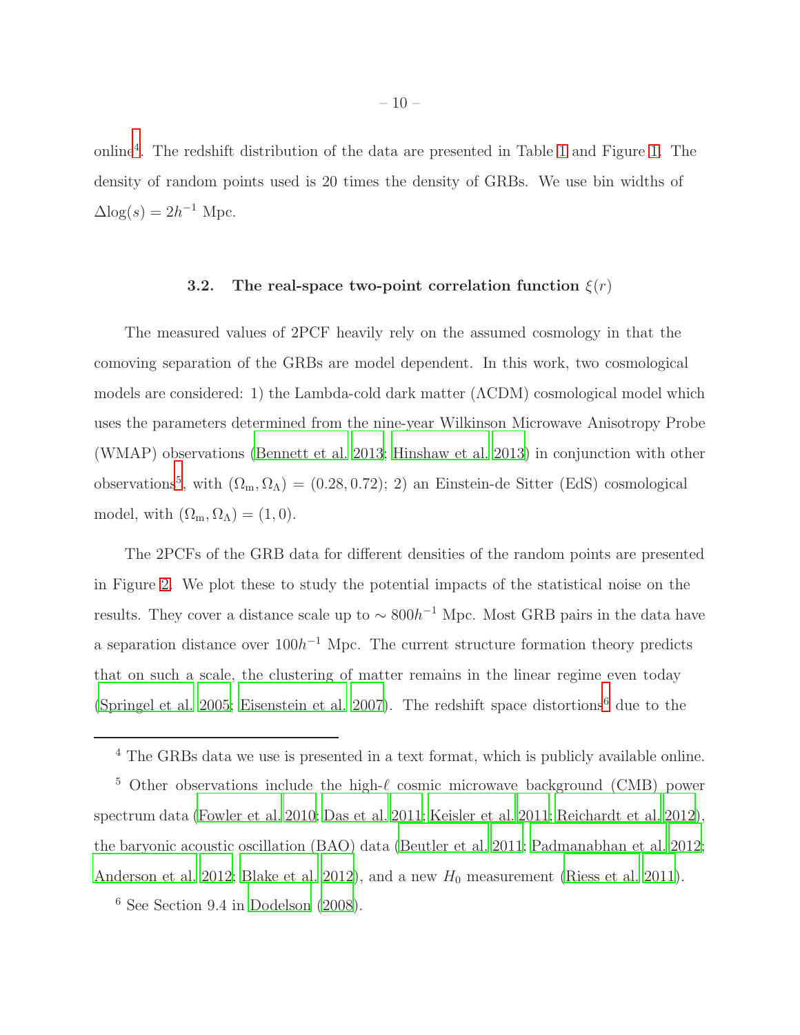online[4]. The redshift distribution of the data are presented in Table 1 and Figure 1. The density of random points used is 20 times the density of GRBs. We use bin widths of $\Delta \log(s) = 2h^{-1}$ Mpc.

### 3.2. The real-space two-point correlation function $\xi(r)$

The measured values of 2PCF heavily rely on the assumed cosmology in that the comoving separation of the GRBs are model dependent. In this work, two cosmological models are considered: 1) the Lambda-cold dark matter ($\Lambda$CDM) cosmological model which uses the parameters determined from the nine-year Wilkinson Microwave Anisotropy Probe (WMAP) observations (Bennett et al. 2013; Hinshaw et al. 2013) in conjunction with other observations[5], with $(\Omega_{\rm m}, \Omega_\Lambda) = (0.28, 0.72)$; 2) an Einstein-de Sitter (EdS) cosmological model, with $(\Omega_{\rm m}, \Omega_\Lambda) = (1, 0)$.

The 2PCFs of the GRB data for different densities of the random points are presented in Figure 2. We plot these to study the potential impacts of the statistical noise on the results. They cover a distance scale up to $\sim 800h^{-1}$ Mpc. Most GRB pairs in the data have a separation distance over $100h^{-1}$ Mpc. The current structure formation theory predicts that on such a scale, the clustering of matter remains in the linear regime even today (Springel et al. 2005; Eisenstein et al. 2007). The redshift space distortions[6] due to the

---

[4] The GRBs data we use is presented in a text format, which is publicly available online.

[5] Other observations include the high-$\ell$ cosmic microwave background (CMB) power spectrum data (Fowler et al. 2010; Das et al. 2011; Keisler et al. 2011; Reichardt et al. 2012), the baryonic acoustic oscillation (BAO) data (Beutler et al. 2011; Padmanabhan et al. 2012; Anderson et al. 2012; Blake et al. 2012), and a new $H_0$ measurement (Riess et al. 2011).

[6] See Section 9.4 in Dodelson (2008).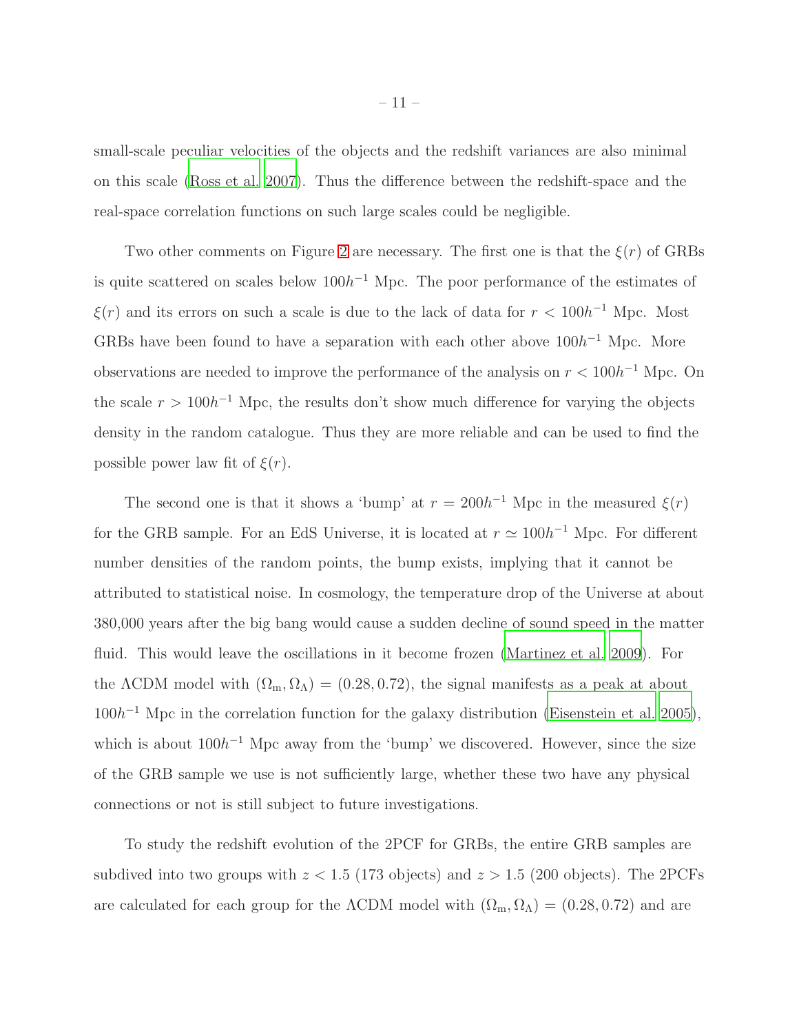small-scale peculiar velocities of the objects and the redshift variances are also minimal on this scale (Ross et al. 2007). Thus the difference between the redshift-space and the real-space correlation functions on such large scales could be negligible.

Two other comments on Figure 2 are necessary. The first one is that the $\xi(r)$ of GRBs is quite scattered on scales below $100h^{-1}$ Mpc. The poor performance of the estimates of $\xi(r)$ and its errors on such a scale is due to the lack of data for $r < 100h^{-1}$ Mpc. Most GRBs have been found to have a separation with each other above $100h^{-1}$ Mpc. More observations are needed to improve the performance of the analysis on $r < 100h^{-1}$ Mpc. On the scale $r > 100h^{-1}$ Mpc, the results don't show much difference for varying the objects density in the random catalogue. Thus they are more reliable and can be used to find the possible power law fit of $\xi(r)$.

The second one is that it shows a 'bump' at $r = 200h^{-1}$ Mpc in the measured $\xi(r)$ for the GRB sample. For an EdS Universe, it is located at $r \simeq 100h^{-1}$ Mpc. For different number densities of the random points, the bump exists, implying that it cannot be attributed to statistical noise. In cosmology, the temperature drop of the Universe at about 380,000 years after the big bang would cause a sudden decline of sound speed in the matter fluid. This would leave the oscillations in it become frozen (Martinez et al. 2009). For the ΛCDM model with $(\Omega_{\rm m}, \Omega_\Lambda) = (0.28, 0.72)$, the signal manifests as a peak at about $100h^{-1}$ Mpc in the correlation function for the galaxy distribution (Eisenstein et al. 2005), which is about $100h^{-1}$ Mpc away from the 'bump' we discovered. However, since the size of the GRB sample we use is not sufficiently large, whether these two have any physical connections or not is still subject to future investigations.

To study the redshift evolution of the 2PCF for GRBs, the entire GRB samples are subdived into two groups with $z < 1.5$ (173 objects) and $z > 1.5$ (200 objects). The 2PCFs are calculated for each group for the ΛCDM model with $(\Omega_{\rm m}, \Omega_\Lambda) = (0.28, 0.72)$ and are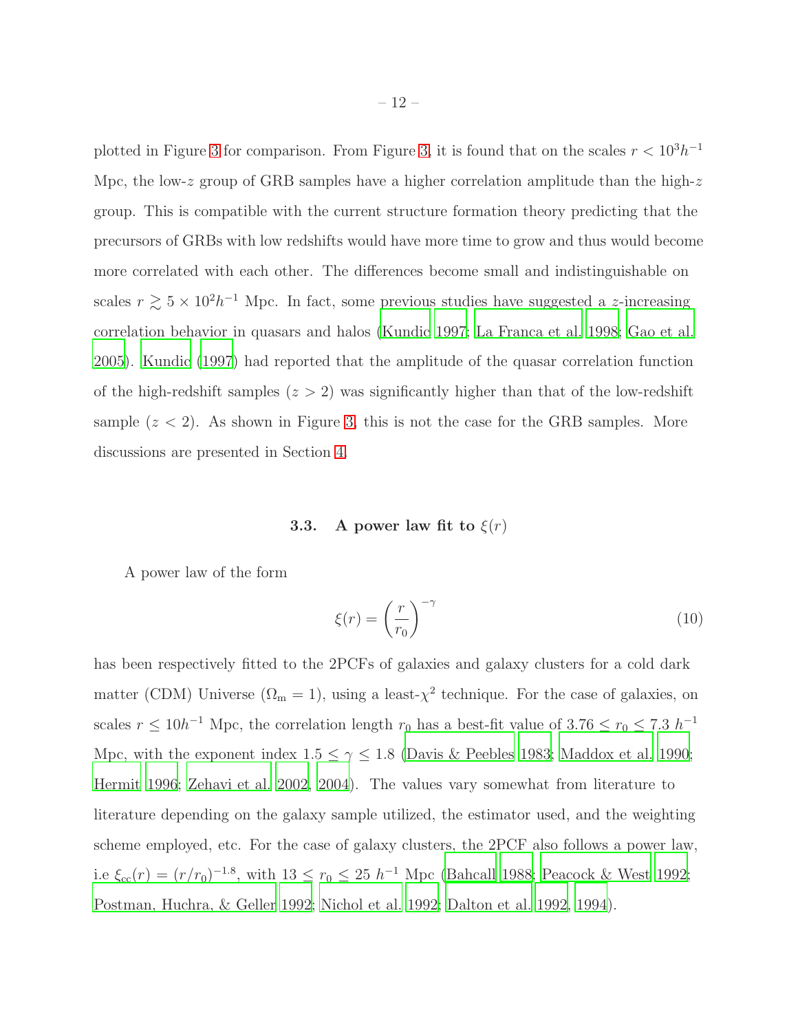plotted in Figure 3 for comparison. From Figure 3, it is found that on the scales $r < 10^3 h^{-1}$ Mpc, the low-$z$ group of GRB samples have a higher correlation amplitude than the high-$z$ group. This is compatible with the current structure formation theory predicting that the precursors of GRBs with low redshifts would have more time to grow and thus would become more correlated with each other. The differences become small and indistinguishable on scales $r \gtrsim 5 \times 10^2 h^{-1}$ Mpc. In fact, some previous studies have suggested a $z$-increasing correlation behavior in quasars and halos (Kundic 1997; La Franca et al. 1998; Gao et al. 2005). Kundic (1997) had reported that the amplitude of the quasar correlation function of the high-redshift samples ($z > 2$) was significantly higher than that of the low-redshift sample ($z < 2$). As shown in Figure 3, this is not the case for the GRB samples. More discussions are presented in Section 4.

### 3.3. A power law fit to $\xi(r)$

A power law of the form

$$\xi(r) = \left(\frac{r}{r_0}\right)^{-\gamma} \tag{10}$$

has been respectively fitted to the 2PCFs of galaxies and galaxy clusters for a cold dark matter (CDM) Universe ($\Omega_{\rm m} = 1$), using a least-$\chi^2$ technique. For the case of galaxies, on scales $r \leq 10 h^{-1}$ Mpc, the correlation length $r_0$ has a best-fit value of $3.76 \leq r_0 \leq 7.3\ h^{-1}$ Mpc, with the exponent index $1.5 \leq \gamma \leq 1.8$ (Davis & Peebles 1983; Maddox et al. 1990; Hermit 1996; Zehavi et al. 2002, 2004). The values vary somewhat from literature to literature depending on the galaxy sample utilized, the estimator used, and the weighting scheme employed, etc. For the case of galaxy clusters, the 2PCF also follows a power law, i.e $\xi_{\rm cc}(r) = (r/r_0)^{-1.8}$, with $13 \leq r_0 \leq 25\ h^{-1}$ Mpc (Bahcall 1988; Peacock & West 1992; Postman, Huchra, & Geller 1992; Nichol et al. 1992; Dalton et al. 1992, 1994).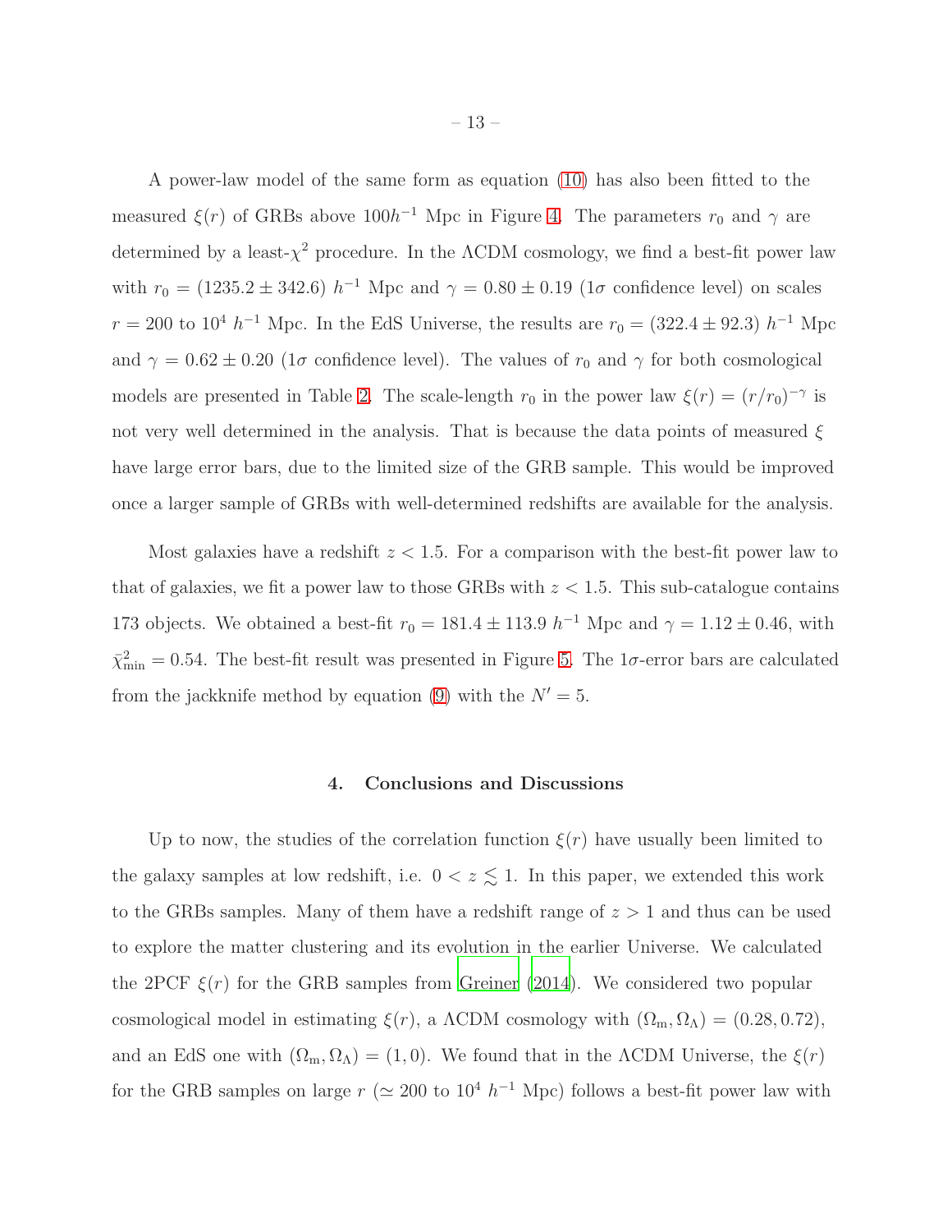A power-law model of the same form as equation (10) has also been fitted to the measured $\xi(r)$ of GRBs above $100h^{-1}$ Mpc in Figure 4. The parameters $r_0$ and $\gamma$ are determined by a least-$\chi^2$ procedure. In the ΛCDM cosmology, we find a best-fit power law with $r_0 = (1235.2 \pm 342.6)\ h^{-1}$ Mpc and $\gamma = 0.80 \pm 0.19$ ($1\sigma$ confidence level) on scales $r = 200$ to $10^4\ h^{-1}$ Mpc. In the EdS Universe, the results are $r_0 = (322.4 \pm 92.3)\ h^{-1}$ Mpc and $\gamma = 0.62 \pm 0.20$ ($1\sigma$ confidence level). The values of $r_0$ and $\gamma$ for both cosmological models are presented in Table 2. The scale-length $r_0$ in the power law $\xi(r) = (r/r_0)^{-\gamma}$ is not very well determined in the analysis. That is because the data points of measured $\xi$ have large error bars, due to the limited size of the GRB sample. This would be improved once a larger sample of GRBs with well-determined redshifts are available for the analysis.

Most galaxies have a redshift $z < 1.5$. For a comparison with the best-fit power law to that of galaxies, we fit a power law to those GRBs with $z < 1.5$. This sub-catalogue contains 173 objects. We obtained a best-fit $r_0 = 181.4 \pm 113.9\ h^{-1}$ Mpc and $\gamma = 1.12 \pm 0.46$, with $\bar{\chi}^2_{\rm min} = 0.54$. The best-fit result was presented in Figure 5. The $1\sigma$-error bars are calculated from the jackknife method by equation (9) with the $N' = 5$.

## 4. Conclusions and Discussions

Up to now, the studies of the correlation function $\xi(r)$ have usually been limited to the galaxy samples at low redshift, i.e. $0 < z \lesssim 1$. In this paper, we extended this work to the GRBs samples. Many of them have a redshift range of $z > 1$ and thus can be used to explore the matter clustering and its evolution in the earlier Universe. We calculated the 2PCF $\xi(r)$ for the GRB samples from Greiner (2014). We considered two popular cosmological model in estimating $\xi(r)$, a ΛCDM cosmology with $(\Omega_{\rm m}, \Omega_\Lambda) = (0.28, 0.72)$, and an EdS one with $(\Omega_{\rm m}, \Omega_\Lambda) = (1, 0)$. We found that in the ΛCDM Universe, the $\xi(r)$ for the GRB samples on large $r$ ($\simeq 200$ to $10^4\ h^{-1}$ Mpc) follows a best-fit power law with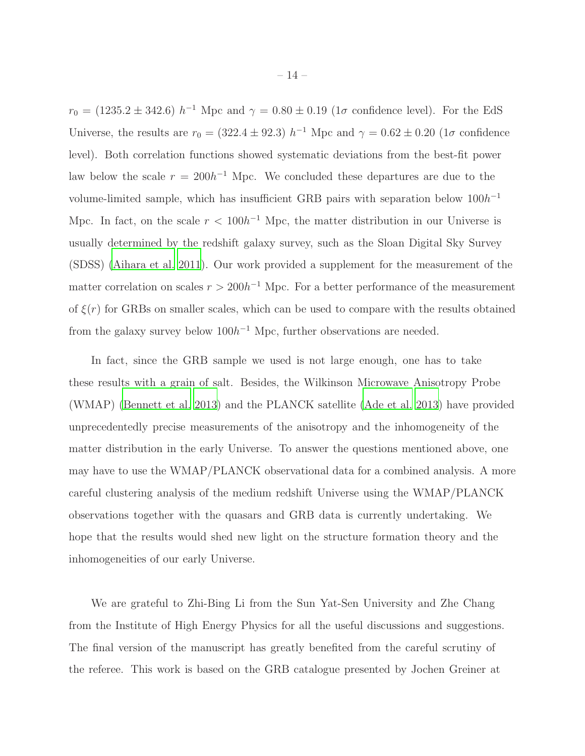$r_0 = (1235.2 \pm 342.6)\ h^{-1}$ Mpc and $\gamma = 0.80 \pm 0.19$ ($1\sigma$ confidence level). For the EdS Universe, the results are $r_0 = (322.4 \pm 92.3)\ h^{-1}$ Mpc and $\gamma = 0.62 \pm 0.20$ ($1\sigma$ confidence level). Both correlation functions showed systematic deviations from the best-fit power law below the scale $r = 200h^{-1}$ Mpc. We concluded these departures are due to the volume-limited sample, which has insufficient GRB pairs with separation below $100h^{-1}$ Mpc. In fact, on the scale $r < 100h^{-1}$ Mpc, the matter distribution in our Universe is usually determined by the redshift galaxy survey, such as the Sloan Digital Sky Survey (SDSS) (Aihara et al. 2011). Our work provided a supplement for the measurement of the matter correlation on scales $r > 200h^{-1}$ Mpc. For a better performance of the measurement of $\xi(r)$ for GRBs on smaller scales, which can be used to compare with the results obtained from the galaxy survey below $100h^{-1}$ Mpc, further observations are needed.

In fact, since the GRB sample we used is not large enough, one has to take these results with a grain of salt. Besides, the Wilkinson Microwave Anisotropy Probe (WMAP) (Bennett et al. 2013) and the PLANCK satellite (Ade et al. 2013) have provided unprecedentedly precise measurements of the anisotropy and the inhomogeneity of the matter distribution in the early Universe. To answer the questions mentioned above, one may have to use the WMAP/PLANCK observational data for a combined analysis. A more careful clustering analysis of the medium redshift Universe using the WMAP/PLANCK observations together with the quasars and GRB data is currently undertaking. We hope that the results would shed new light on the structure formation theory and the inhomogeneities of our early Universe.

We are grateful to Zhi-Bing Li from the Sun Yat-Sen University and Zhe Chang from the Institute of High Energy Physics for all the useful discussions and suggestions. The final version of the manuscript has greatly benefited from the careful scrutiny of the referee. This work is based on the GRB catalogue presented by Jochen Greiner at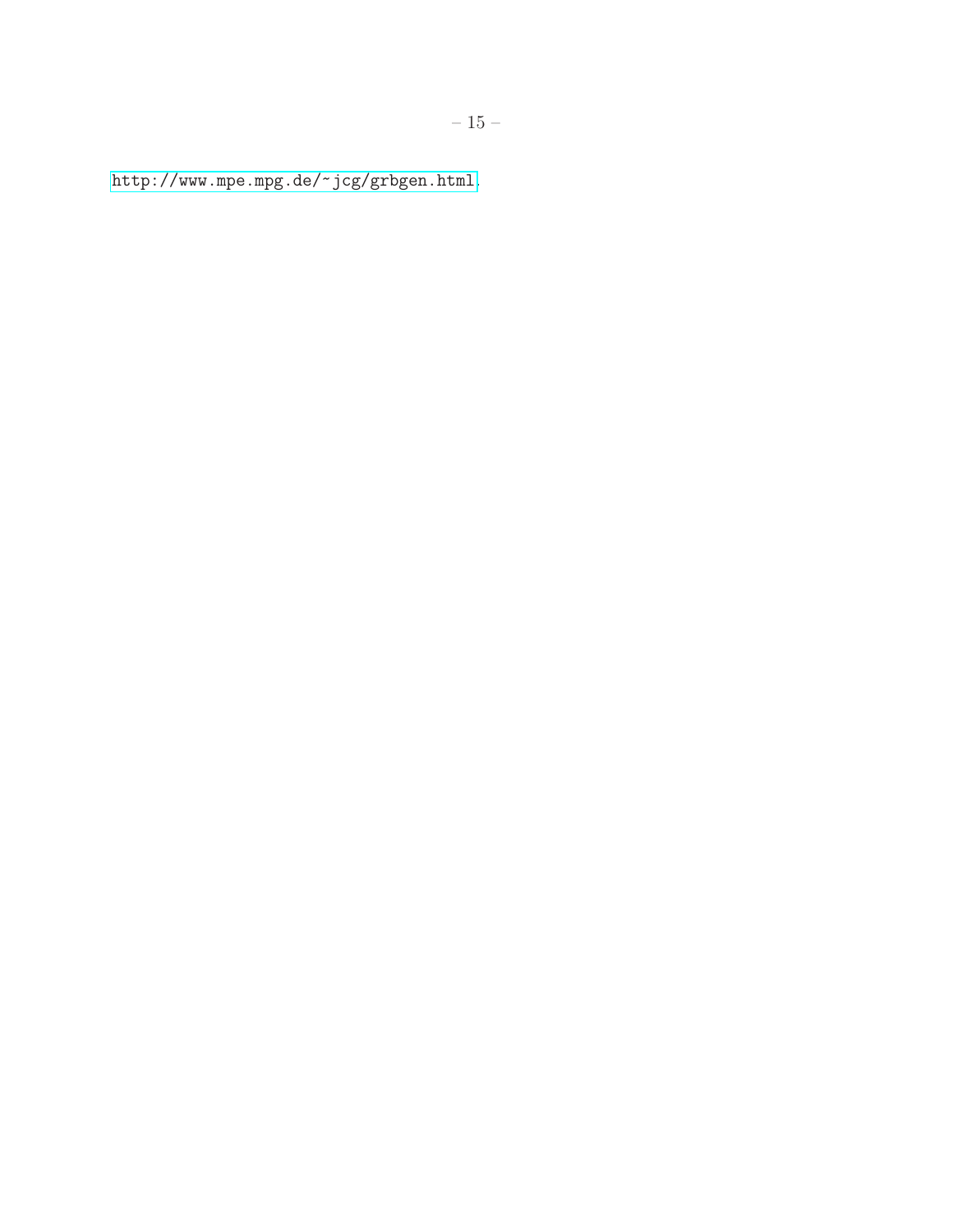http://www.mpe.mpg.de/~jcg/grbgen.html.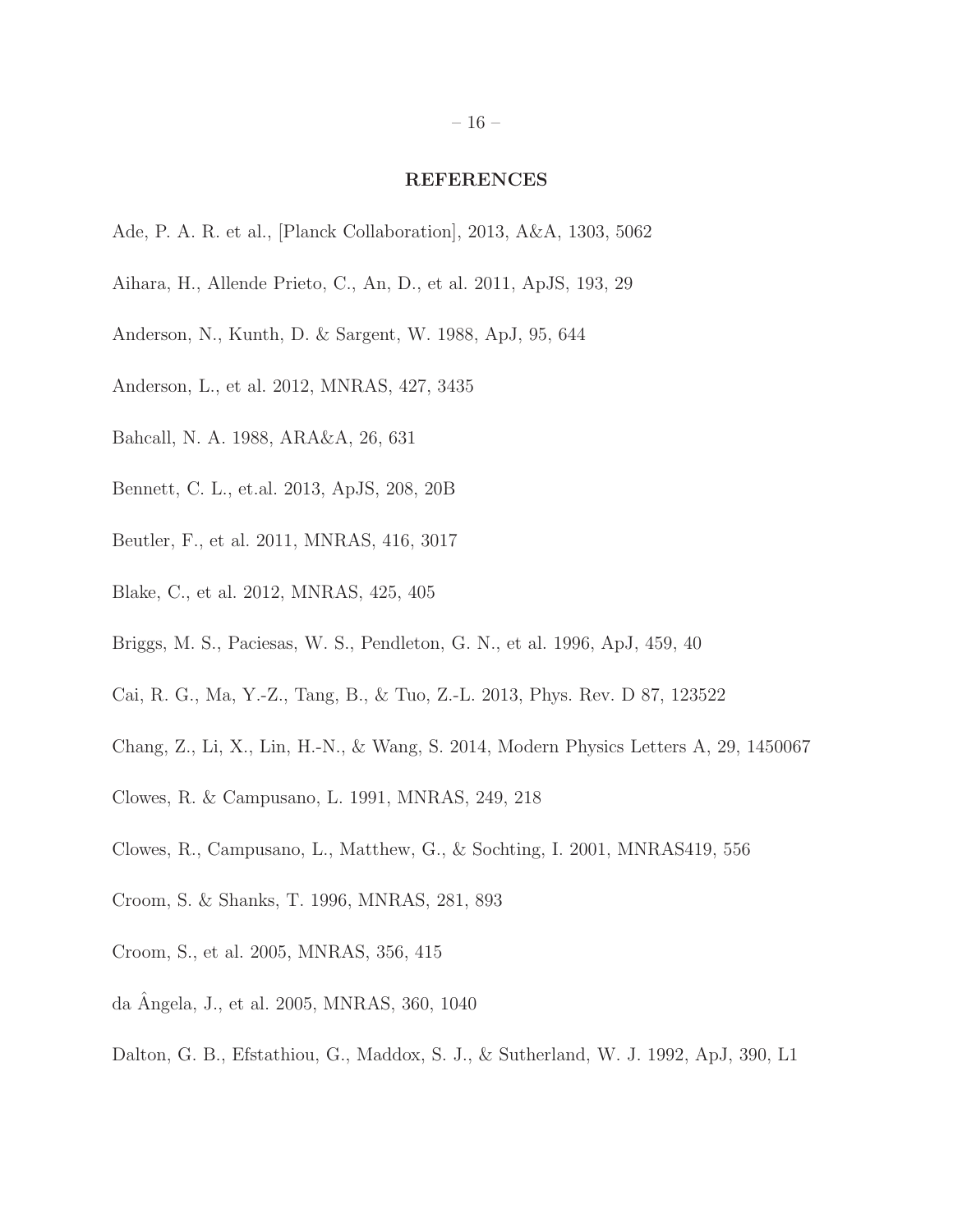## REFERENCES

Ade, P. A. R. et al., [Planck Collaboration], 2013, A&A, 1303, 5062

Aihara, H., Allende Prieto, C., An, D., et al. 2011, ApJS, 193, 29

Anderson, N., Kunth, D. & Sargent, W. 1988, ApJ, 95, 644

Anderson, L., et al. 2012, MNRAS, 427, 3435

Bahcall, N. A. 1988, ARA&A, 26, 631

Bennett, C. L., et.al. 2013, ApJS, 208, 20B

Beutler, F., et al. 2011, MNRAS, 416, 3017

Blake, C., et al. 2012, MNRAS, 425, 405

Briggs, M. S., Paciesas, W. S., Pendleton, G. N., et al. 1996, ApJ, 459, 40

Cai, R. G., Ma, Y.-Z., Tang, B., & Tuo, Z.-L. 2013, Phys. Rev. D 87, 123522

Chang, Z., Li, X., Lin, H.-N., & Wang, S. 2014, Modern Physics Letters A, 29, 1450067

Clowes, R. & Campusano, L. 1991, MNRAS, 249, 218

Clowes, R., Campusano, L., Matthew, G., & Sochting, I. 2001, MNRAS419, 556

Croom, S. & Shanks, T. 1996, MNRAS, 281, 893

Croom, S., et al. 2005, MNRAS, 356, 415

da Ângela, J., et al. 2005, MNRAS, 360, 1040

Dalton, G. B., Efstathiou, G., Maddox, S. J., & Sutherland, W. J. 1992, ApJ, 390, L1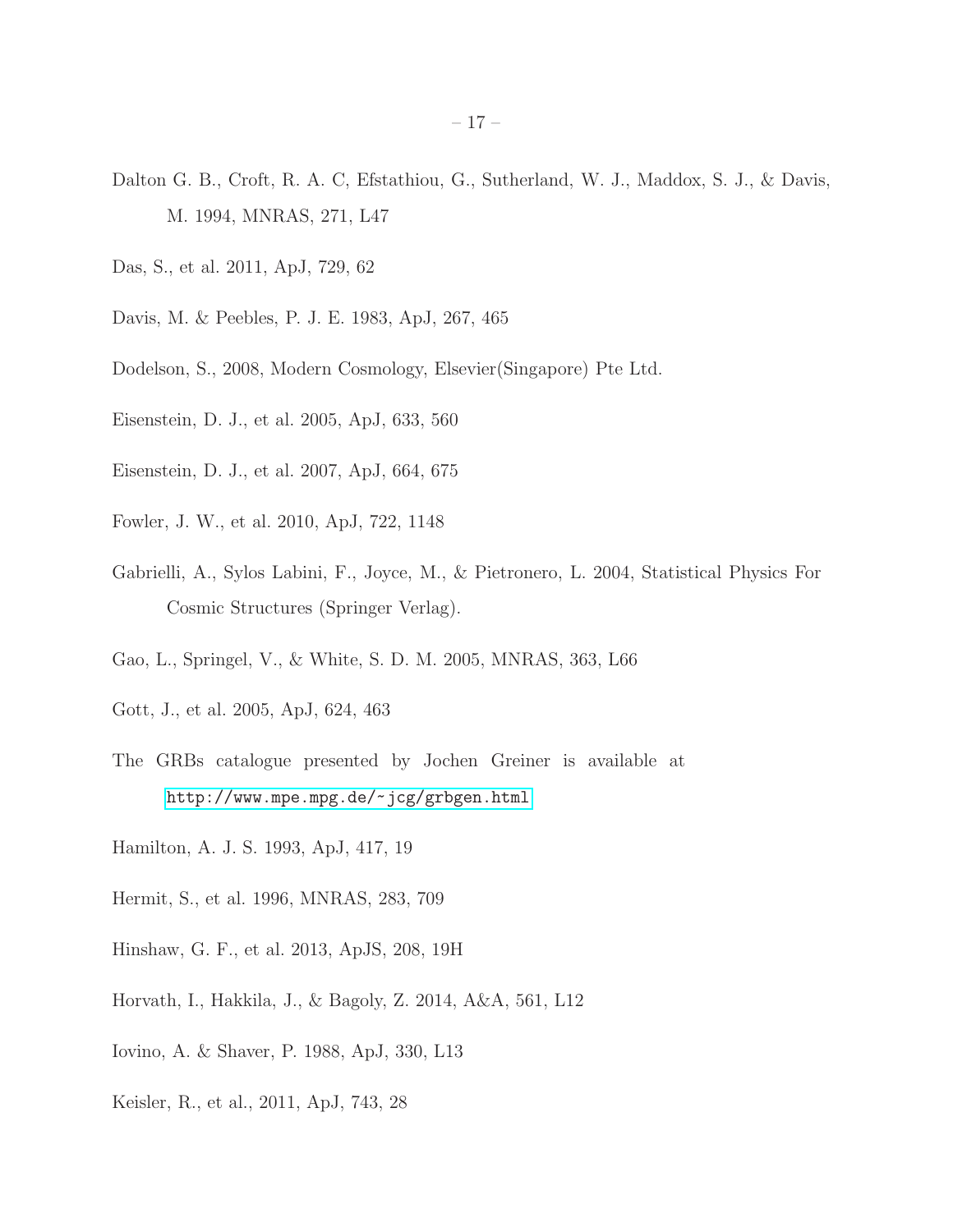Dalton G. B., Croft, R. A. C, Efstathiou, G., Sutherland, W. J., Maddox, S. J., & Davis, M. 1994, MNRAS, 271, L47

Das, S., et al. 2011, ApJ, 729, 62

Davis, M. & Peebles, P. J. E. 1983, ApJ, 267, 465

Dodelson, S., 2008, Modern Cosmology, Elsevier(Singapore) Pte Ltd.

Eisenstein, D. J., et al. 2005, ApJ, 633, 560

Eisenstein, D. J., et al. 2007, ApJ, 664, 675

Fowler, J. W., et al. 2010, ApJ, 722, 1148

Gabrielli, A., Sylos Labini, F., Joyce, M., & Pietronero, L. 2004, Statistical Physics For Cosmic Structures (Springer Verlag).

Gao, L., Springel, V., & White, S. D. M. 2005, MNRAS, 363, L66

Gott, J., et al. 2005, ApJ, 624, 463

The GRBs catalogue presented by Jochen Greiner is available at http://www.mpe.mpg.de/~jcg/grbgen.html

Hamilton, A. J. S. 1993, ApJ, 417, 19

Hermit, S., et al. 1996, MNRAS, 283, 709

Hinshaw, G. F., et al. 2013, ApJS, 208, 19H

Horvath, I., Hakkila, J., & Bagoly, Z. 2014, A&A, 561, L12

Iovino, A. & Shaver, P. 1988, ApJ, 330, L13

Keisler, R., et al., 2011, ApJ, 743, 28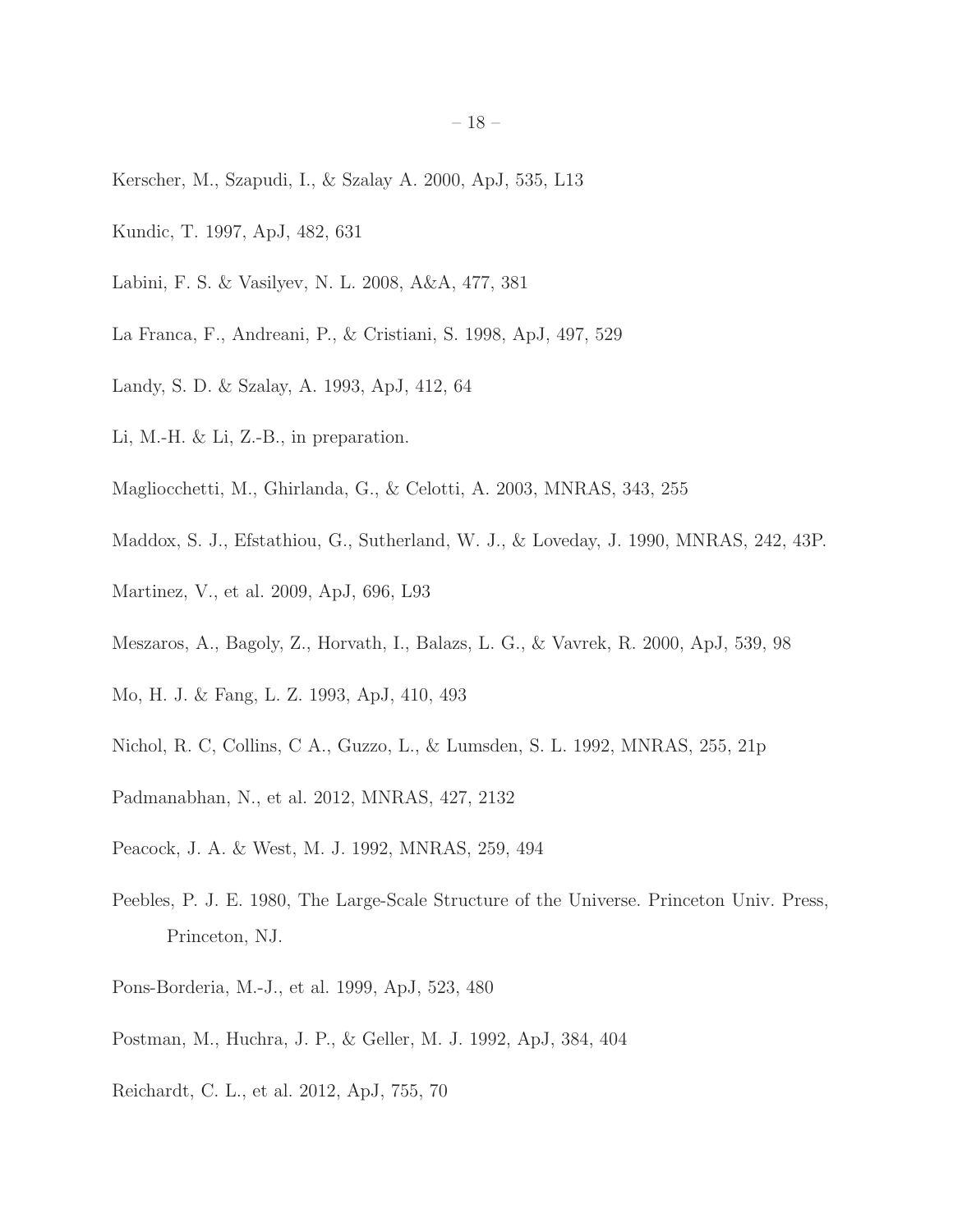Kerscher, M., Szapudi, I., & Szalay A. 2000, ApJ, 535, L13

Kundic, T. 1997, ApJ, 482, 631

Labini, F. S. & Vasilyev, N. L. 2008, A&A, 477, 381

La Franca, F., Andreani, P., & Cristiani, S. 1998, ApJ, 497, 529

Landy, S. D. & Szalay, A. 1993, ApJ, 412, 64

Li, M.-H. & Li, Z.-B., in preparation.

Magliocchetti, M., Ghirlanda, G., & Celotti, A. 2003, MNRAS, 343, 255

Maddox, S. J., Efstathiou, G., Sutherland, W. J., & Loveday, J. 1990, MNRAS, 242, 43P.

Martinez, V., et al. 2009, ApJ, 696, L93

Meszaros, A., Bagoly, Z., Horvath, I., Balazs, L. G., & Vavrek, R. 2000, ApJ, 539, 98

Mo, H. J. & Fang, L. Z. 1993, ApJ, 410, 493

Nichol, R. C, Collins, C A., Guzzo, L., & Lumsden, S. L. 1992, MNRAS, 255, 21p

Padmanabhan, N., et al. 2012, MNRAS, 427, 2132

Peacock, J. A. & West, M. J. 1992, MNRAS, 259, 494

Peebles, P. J. E. 1980, The Large-Scale Structure of the Universe. Princeton Univ. Press, Princeton, NJ.

Pons-Borderia, M.-J., et al. 1999, ApJ, 523, 480

Postman, M., Huchra, J. P., & Geller, M. J. 1992, ApJ, 384, 404

Reichardt, C. L., et al. 2012, ApJ, 755, 70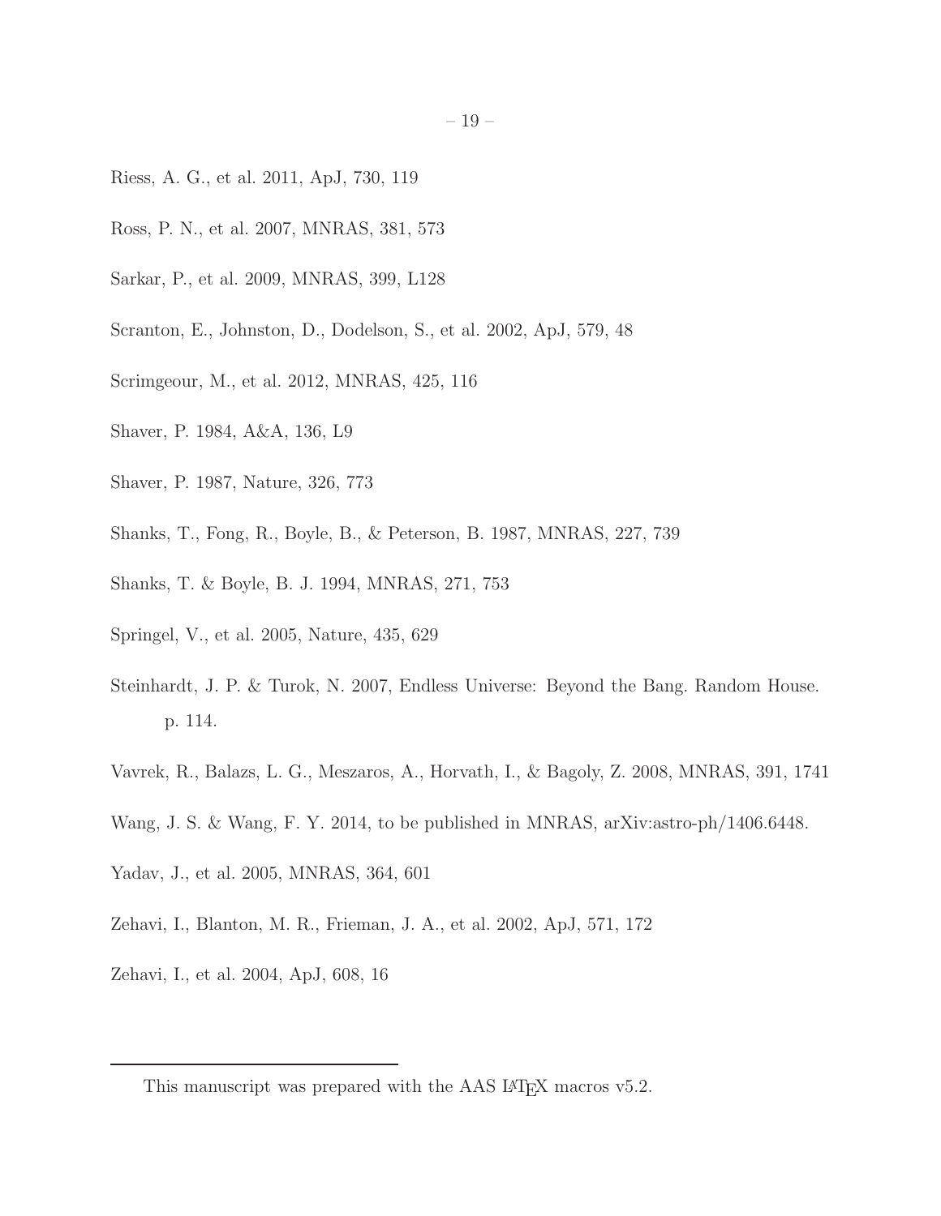Riess, A. G., et al. 2011, ApJ, 730, 119

Ross, P. N., et al. 2007, MNRAS, 381, 573

Sarkar, P., et al. 2009, MNRAS, 399, L128

Scranton, E., Johnston, D., Dodelson, S., et al. 2002, ApJ, 579, 48

Scrimgeour, M., et al. 2012, MNRAS, 425, 116

Shaver, P. 1984, A&A, 136, L9

Shaver, P. 1987, Nature, 326, 773

Shanks, T., Fong, R., Boyle, B., & Peterson, B. 1987, MNRAS, 227, 739

Shanks, T. & Boyle, B. J. 1994, MNRAS, 271, 753

Springel, V., et al. 2005, Nature, 435, 629

Steinhardt, J. P. & Turok, N. 2007, Endless Universe: Beyond the Bang. Random House. p. 114.

Vavrek, R., Balazs, L. G., Meszaros, A., Horvath, I., & Bagoly, Z. 2008, MNRAS, 391, 1741

Wang, J. S. & Wang, F. Y. 2014, to be published in MNRAS, arXiv:astro-ph/1406.6448.

Yadav, J., et al. 2005, MNRAS, 364, 601

Zehavi, I., Blanton, M. R., Frieman, J. A., et al. 2002, ApJ, 571, 172

Zehavi, I., et al. 2004, ApJ, 608, 16

---

This manuscript was prepared with the AAS LaTeX macros v5.2.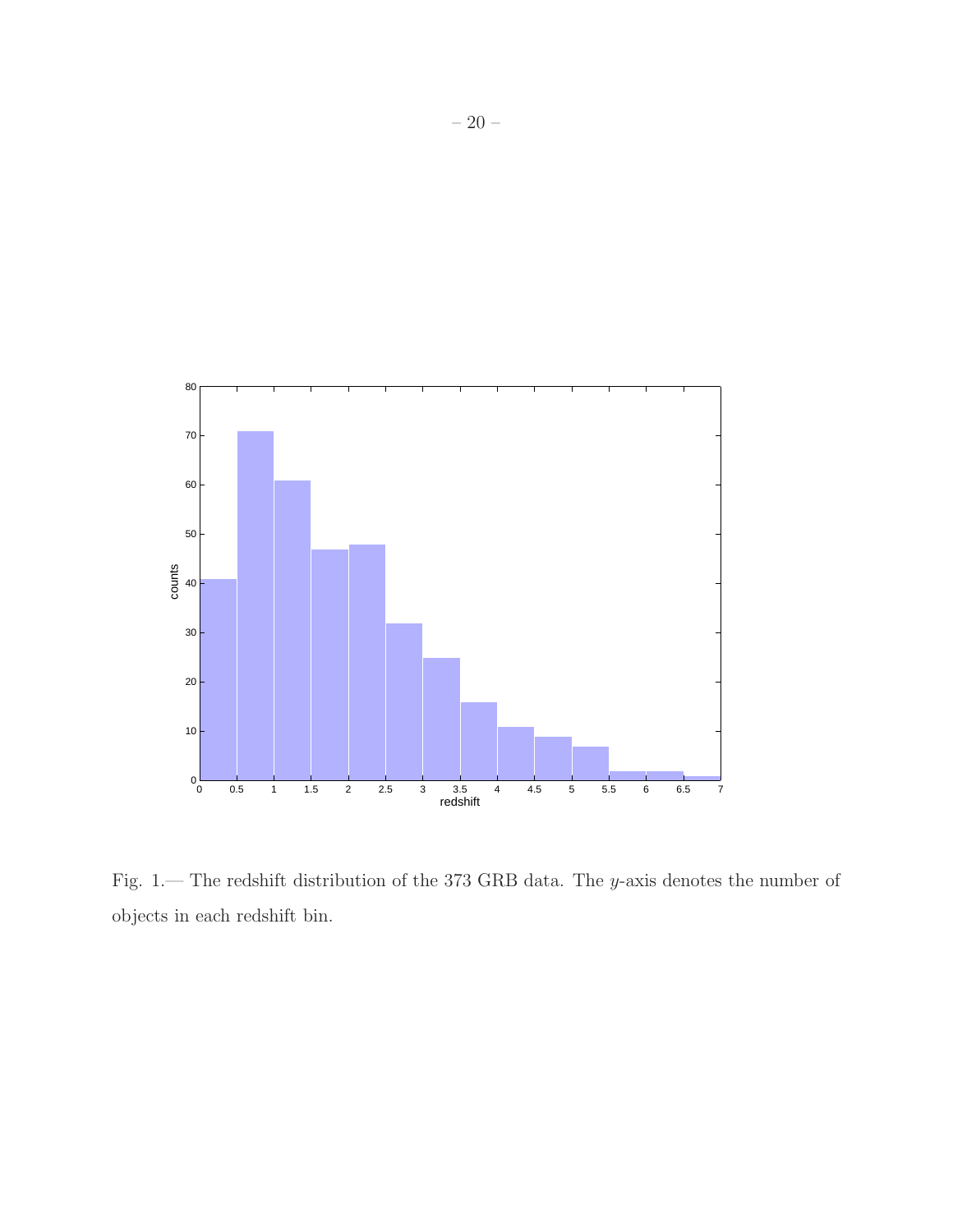Fig. 1.— The redshift distribution of the 373 GRB data. The $y$-axis denotes the number of objects in each redshift bin.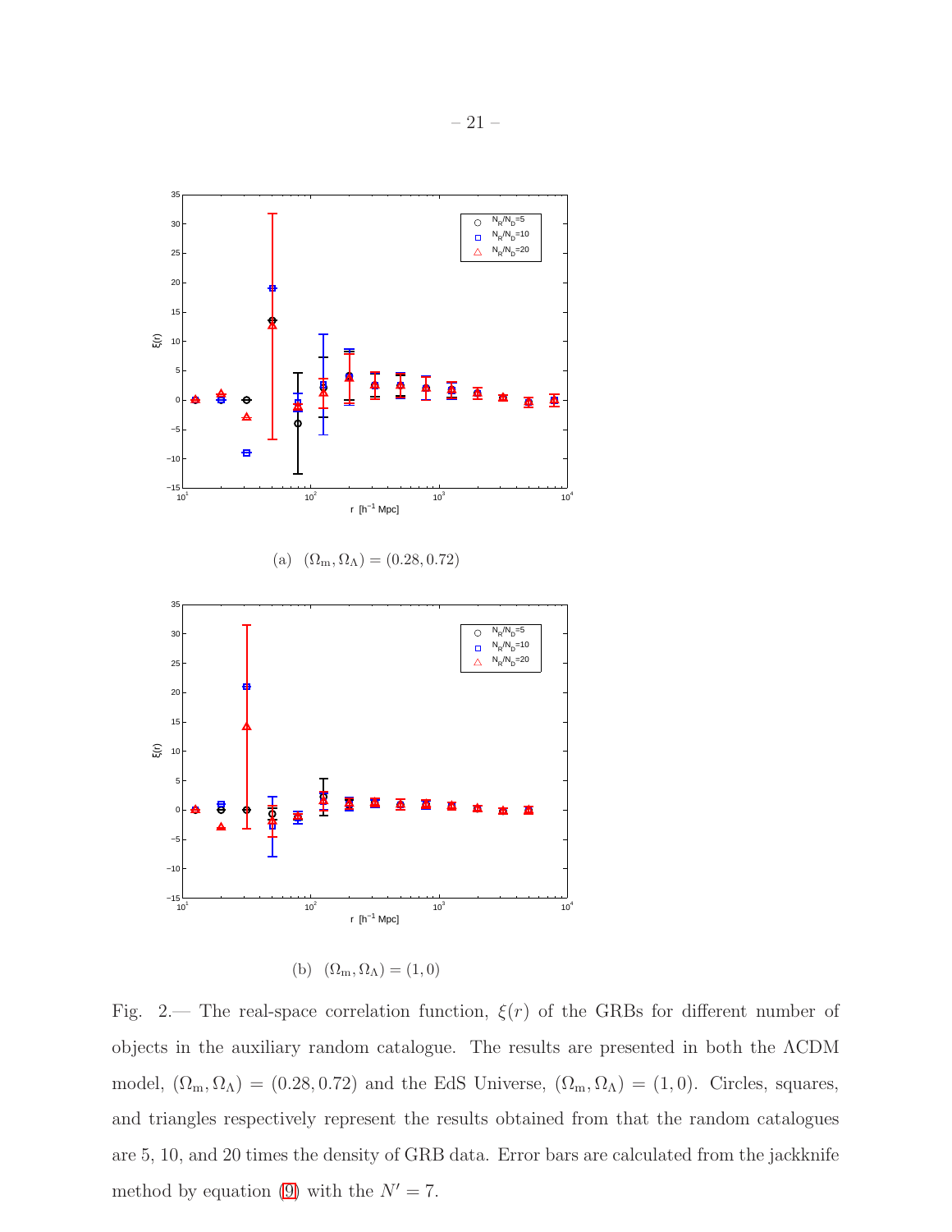(a) $(\Omega_\mathrm{m}, \Omega_\Lambda) = (0.28, 0.72)$

(b) $(\Omega_\mathrm{m}, \Omega_\Lambda) = (1, 0)$

Fig. 2.— The real-space correlation function, $\xi(r)$ of the GRBs for different number of objects in the auxiliary random catalogue. The results are presented in both the ΛCDM model, $(\Omega_\mathrm{m}, \Omega_\Lambda) = (0.28, 0.72)$ and the EdS Universe, $(\Omega_\mathrm{m}, \Omega_\Lambda) = (1, 0)$. Circles, squares, and triangles respectively represent the results obtained from that the random catalogues are 5, 10, and 20 times the density of GRB data. Error bars are calculated from the jackknife method by equation (9) with the $N' = 7$.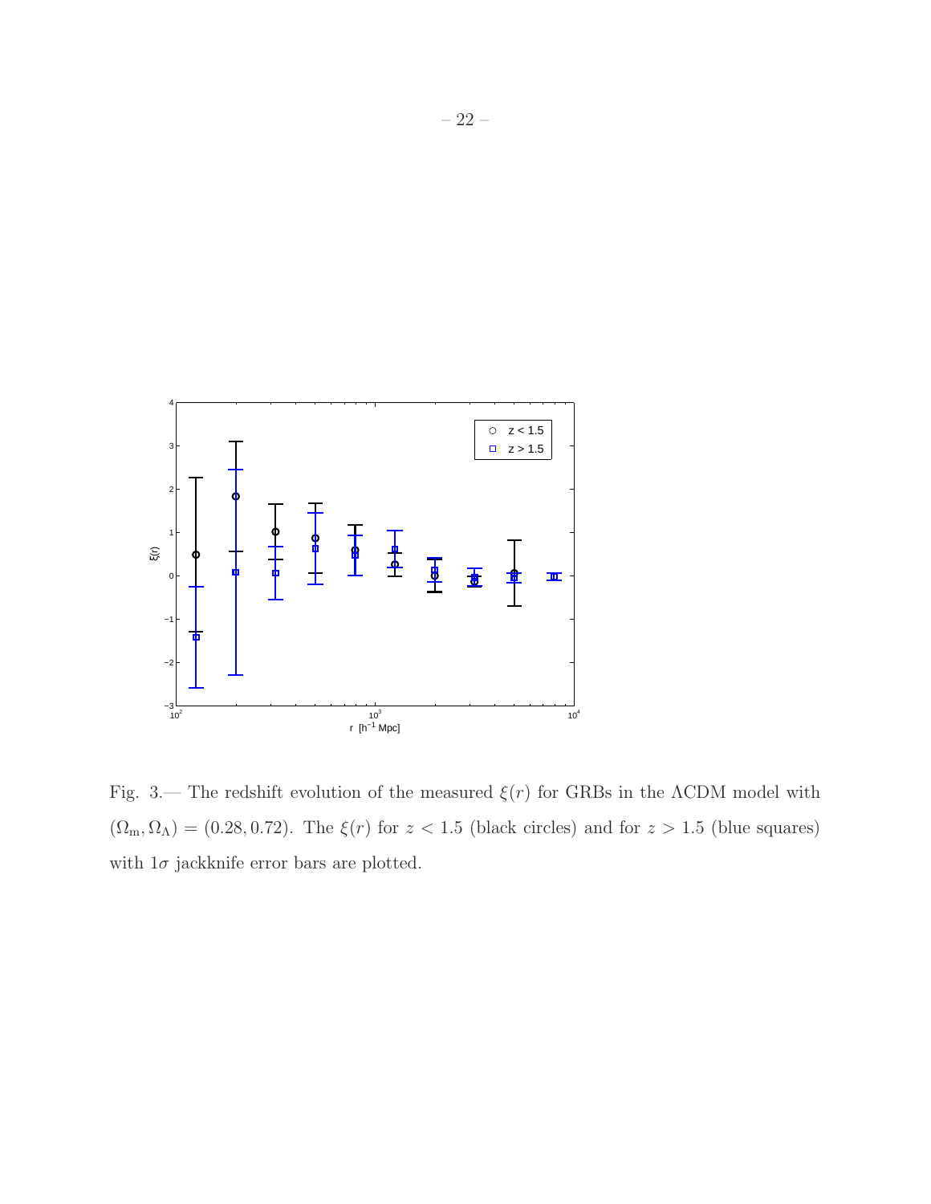Fig. 3.— The redshift evolution of the measured $\xi(r)$ for GRBs in the $\Lambda$CDM model with $(\Omega_{\rm m}, \Omega_\Lambda) = (0.28, 0.72)$. The $\xi(r)$ for $z < 1.5$ (black circles) and for $z > 1.5$ (blue squares) with $1\sigma$ jackknife error bars are plotted.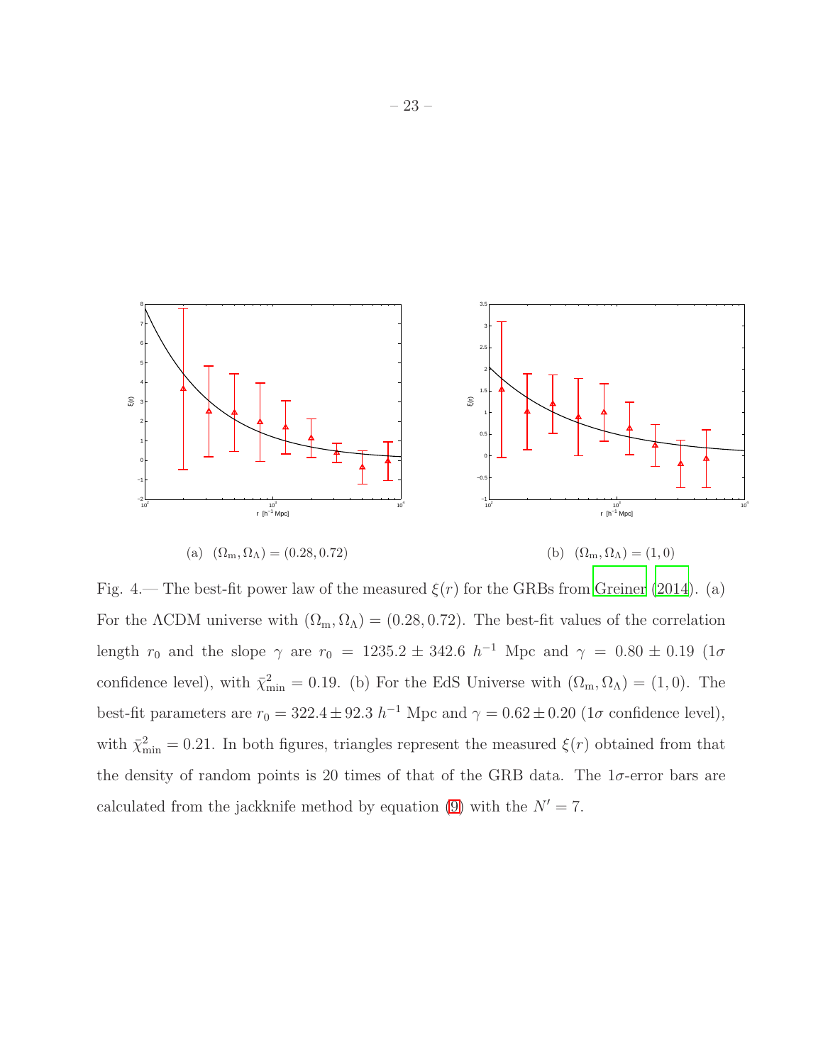(a) $(\Omega_{\rm m}, \Omega_\Lambda) = (0.28, 0.72)$

(b) $(\Omega_{\rm m}, \Omega_\Lambda) = (1, 0)$

Fig. 4.— The best-fit power law of the measured $\xi(r)$ for the GRBs from Greiner (2014). (a) For the ΛCDM universe with $(\Omega_{\rm m}, \Omega_\Lambda) = (0.28, 0.72)$. The best-fit values of the correlation length $r_0$ and the slope $\gamma$ are $r_0 = 1235.2 \pm 342.6$ $h^{-1}$ Mpc and $\gamma = 0.80 \pm 0.19$ ($1\sigma$ confidence level), with $\bar{\chi}^2_{\rm min} = 0.19$. (b) For the EdS Universe with $(\Omega_{\rm m}, \Omega_\Lambda) = (1, 0)$. The best-fit parameters are $r_0 = 322.4 \pm 92.3$ $h^{-1}$ Mpc and $\gamma = 0.62 \pm 0.20$ ($1\sigma$ confidence level), with $\bar{\chi}^2_{\rm min} = 0.21$. In both figures, triangles represent the measured $\xi(r)$ obtained from that the density of random points is 20 times of that of the GRB data. The $1\sigma$-error bars are calculated from the jackknife method by equation (9) with the $N' = 7$.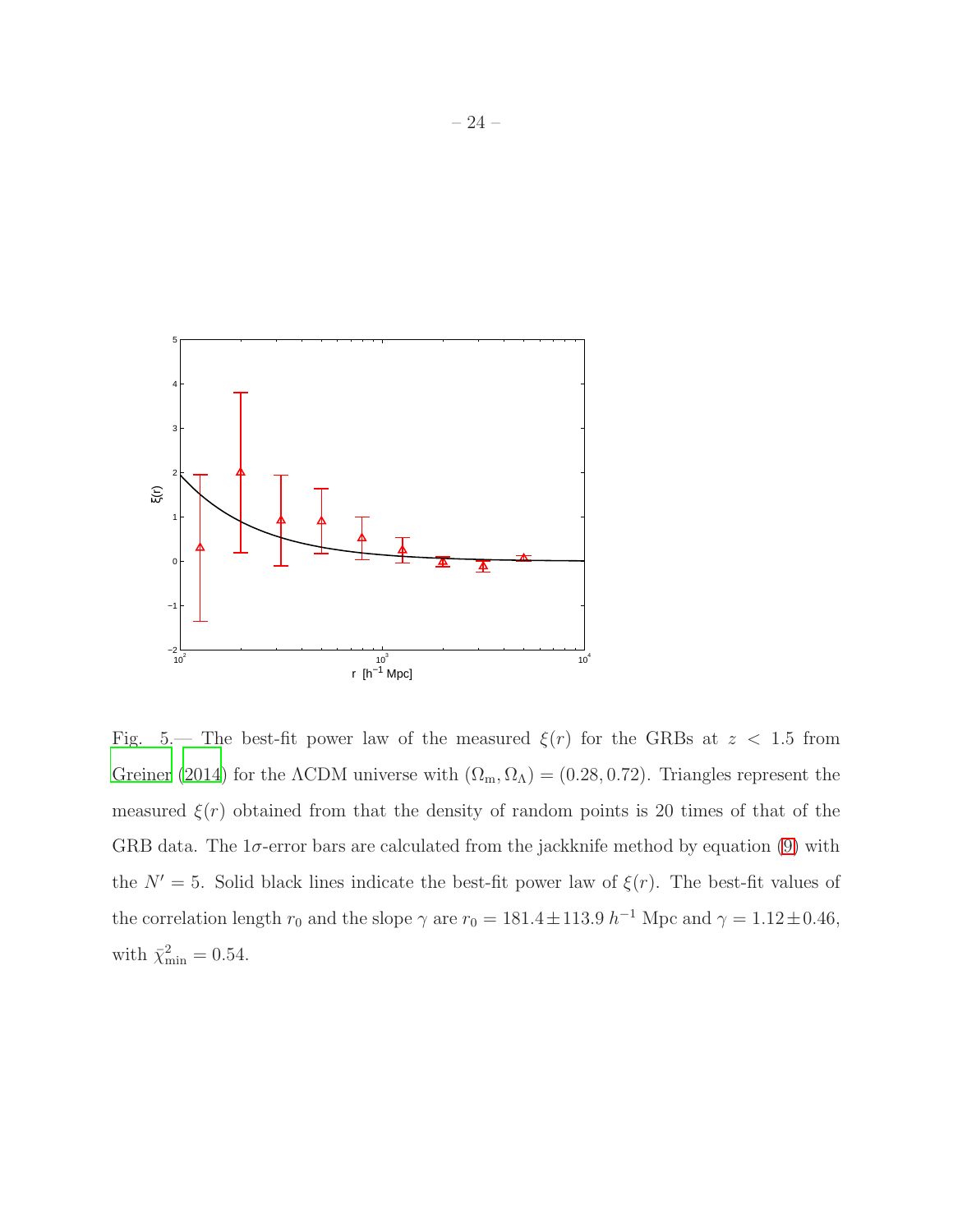Fig. 5.— The best-fit power law of the measured $\xi(r)$ for the GRBs at $z < 1.5$ from Greiner (2014) for the ΛCDM universe with $(\Omega_{\rm m}, \Omega_\Lambda) = (0.28, 0.72)$. Triangles represent the measured $\xi(r)$ obtained from that the density of random points is 20 times of that of the GRB data. The $1\sigma$-error bars are calculated from the jackknife method by equation (9) with the $N' = 5$. Solid black lines indicate the best-fit power law of $\xi(r)$. The best-fit values of the correlation length $r_0$ and the slope $\gamma$ are $r_0 = 181.4 \pm 113.9\ h^{-1}$ Mpc and $\gamma = 1.12 \pm 0.46$, with $\bar{\chi}^2_{\rm min} = 0.54$.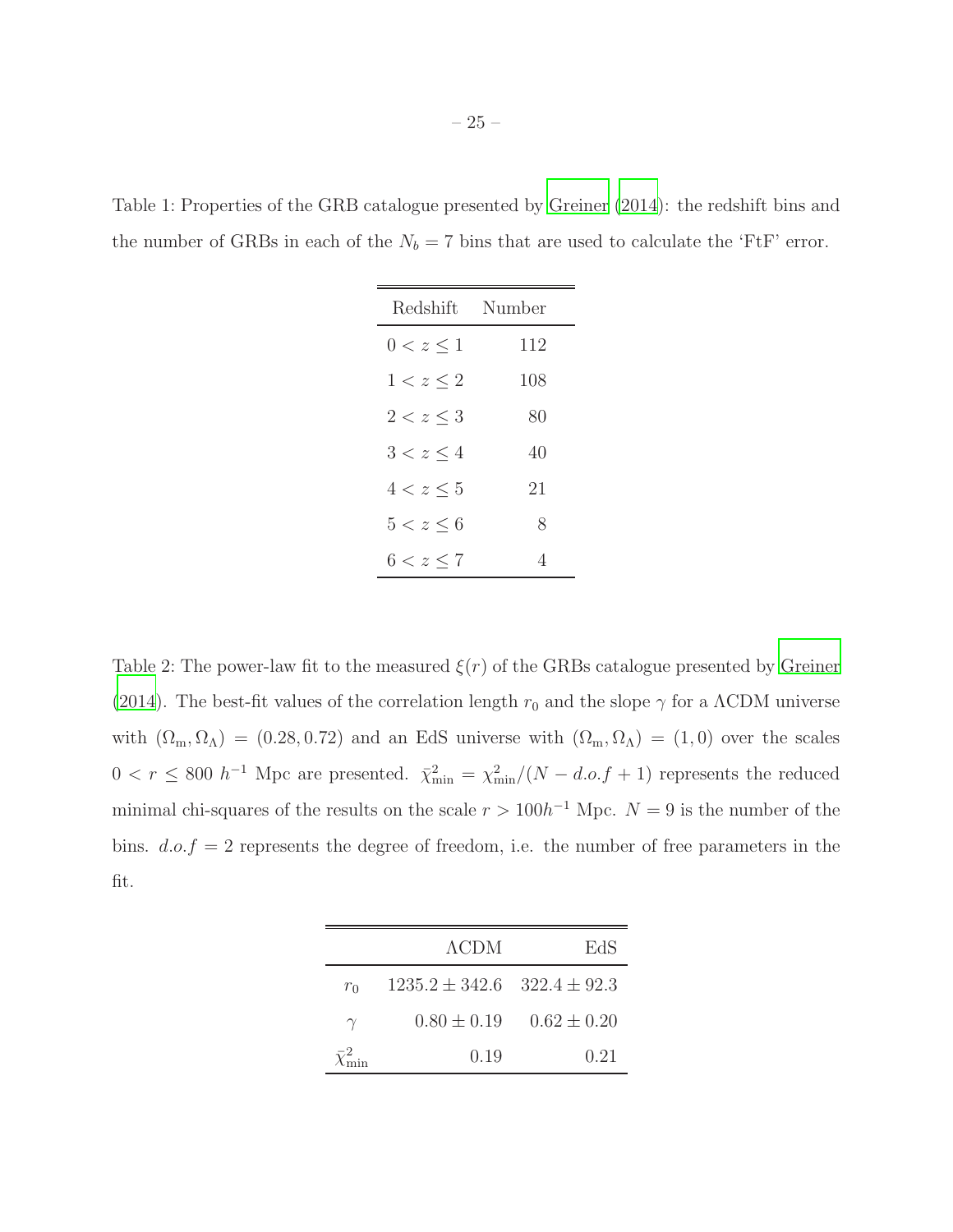Table 1: Properties of the GRB catalogue presented by Greiner (2014): the redshift bins and the number of GRBs in each of the $N_b = 7$ bins that are used to calculate the 'FtF' error.

| Redshift | Number |
|---|---|
| $0 < z \leq 1$ | 112 |
| $1 < z \leq 2$ | 108 |
| $2 < z \leq 3$ | 80 |
| $3 < z \leq 4$ | 40 |
| $4 < z \leq 5$ | 21 |
| $5 < z \leq 6$ | 8 |
| $6 < z \leq 7$ | 4 |

Table 2: The power-law fit to the measured $\xi(r)$ of the GRBs catalogue presented by Greiner (2014). The best-fit values of the correlation length $r_0$ and the slope $\gamma$ for a $\Lambda$CDM universe with $(\Omega_{\rm m}, \Omega_\Lambda) = (0.28, 0.72)$ and an EdS universe with $(\Omega_{\rm m}, \Omega_\Lambda) = (1, 0)$ over the scales $0 < r \leq 800\ h^{-1}$ Mpc are presented. $\bar{\chi}^2_{\rm min} = \chi^2_{\rm min}/(N - d.o.f + 1)$ represents the reduced minimal chi-squares of the results on the scale $r > 100 h^{-1}$ Mpc. $N = 9$ is the number of the bins. $d.o.f = 2$ represents the degree of freedom, i.e. the number of free parameters in the fit.

| | $\Lambda$CDM | EdS |
|---|---|---|
| $r_0$ | $1235.2 \pm 342.6$ | $322.4 \pm 92.3$ |
| $\gamma$ | $0.80 \pm 0.19$ | $0.62 \pm 0.20$ |
| $\bar{\chi}^2_{\rm min}$ | 0.19 | 0.21 |